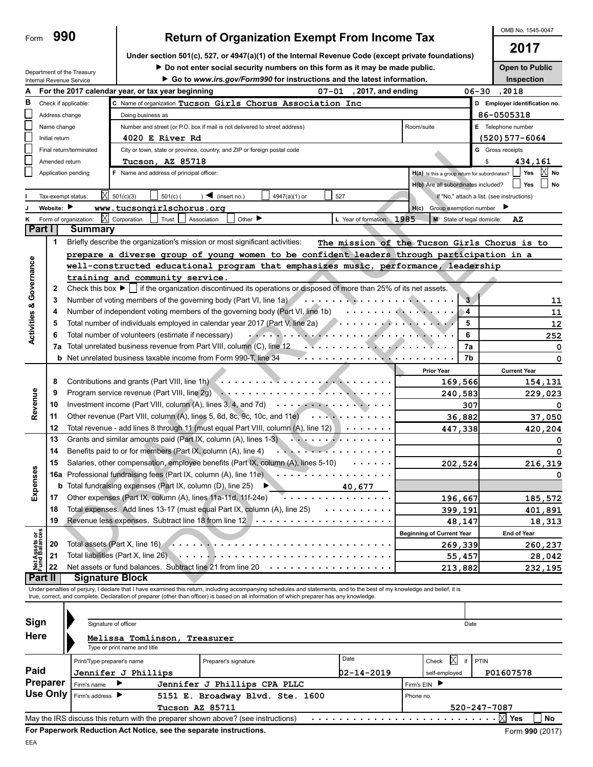Form **990**

# Return of Organization Exempt From Income Tax

**Under section 501(c), 527, or 4947(a)(1) of the Internal Revenue Code (except private foundations)**

▶ Do not enter social security numbers on this form as it may be made public.

▶ Go to www.irs.gov/Form990 for instructions and the latest information.

Department of the Treasury
Internal Revenue Service

OMB No. 1545-0047

**2017**

**Open to Public Inspection**

**A** For the 2017 calendar year, or tax year beginning 07-01, 2017, and ending 06-30, 2018

**B** Check if applicable:
- ☐ Address change
- ☐ Name change
- ☐ Initial return
- ☐ Final return/terminated
- ☐ Amended return
- ☐ Application pending

**C** Name of organization: Tucson Girls Chorus Association Inc

Doing business as

Number and street (or P.O. box if mail is not delivered to street address): 4020 E River Rd | Room/suite

City or town, state or province, country, and ZIP or foreign postal code: Tucson, AZ 85718

**D** Employer identification no.: 86-0505318

**E** Telephone number: (520)577-6064

**G** Gross receipts $ 434,161

**F** Name and address of principal officer:

**H(a)** Is this a group return for subordinates? ☐ Yes ☒ No

**H(b)** Are all subordinates included? ☐ Yes ☐ No
If "No," attach a list. (see instructions)

**I** Tax-exempt status: ☒ 501(c)(3) ☐ 501(c) ( ) ◀ (insert no.) ☐ 4947(a)(1) or ☐ 527

**J** Website: ▶ www.tucsongirlschorus.org

**H(c)** Group exemption number ▶

**K** Form of organization: ☒ Corporation ☐ Trust ☐ Association ☐ Other ▶

**L** Year of formation: 1985 **M** State of legal domicile: AZ

## Part I Summary

**Activities & Governance**

1. Briefly describe the organization's mission or most significant activities: The mission of the Tucson Girls Chorus is to prepare a diverse group of young women to be confident leaders through participation in a well-constructed educational program that emphasizes music, performance, leadership training and community service.

2. Check this box ▶ ☐ if the organization discontinued its operations or disposed of more than 25% of its net assets.

| Line | Description | No. | Value |
|---|---|---|---|
| 3 | Number of voting members of the governing body (Part VI, line 1a) | 3 | 11 |
| 4 | Number of independent voting members of the governing body (Part VI, line 1b) | 4 | 11 |
| 5 | Total number of individuals employed in calendar year 2017 (Part V, line 2a) | 5 | 12 |
| 6 | Total number of volunteers (estimate if necessary) | 6 | 252 |
| 7a | Total unrelated business revenue from Part VIII, column (C), line 12 | 7a | 0 |
| b | Net unrelated business taxable income from Form 990-T, line 34 | 7b | 0 |

| Section | Line | Description | Prior Year | Current Year |
|---|---|---|---|---|
| Revenue | 8 | Contributions and grants (Part VIII, line 1h) | 169,566 | 154,131 |
| | 9 | Program service revenue (Part VIII, line 2g) | 240,583 | 229,023 |
| | 10 | Investment income (Part VIII, column (A), lines 3, 4, and 7d) | 307 | 0 |
| | 11 | Other revenue (Part VIII, column (A), lines 5, 6d, 8c, 9c, 10c, and 11e) | 36,882 | 37,050 |
| | 12 | Total revenue - add lines 8 through 11 (must equal Part VIII, column (A), line 12) | 447,338 | 420,204 |
| Expenses | 13 | Grants and similar amounts paid (Part IX, column (A), lines 1-3) | | 0 |
| | 14 | Benefits paid to or for members (Part IX, column (A), line 4) | | 0 |
| | 15 | Salaries, other compensation, employee benefits (Part IX, column (A), lines 5-10) | 202,524 | 216,319 |
| | 16a | Professional fundraising fees (Part IX, column (A), line 11e) | | 0 |
| | b | Total fundraising expenses (Part IX, column (D), line 25) ▶ 40,677 | | |
| | 17 | Other expenses (Part IX, column (A), lines 11a-11d, 11f-24e) | 196,667 | 185,572 |
| | 18 | Total expenses. Add lines 13-17 (must equal Part IX, column (A), line 25) | 399,191 | 401,891 |
| | 19 | Revenue less expenses. Subtract line 18 from line 12 | 48,147 | 18,313 |

| Section | Line | Description | Beginning of Current Year | End of Year |
|---|---|---|---|---|
| Net Assets or Fund Balances | 20 | Total assets (Part X, line 16) | 269,339 | 260,237 |
| | 21 | Total liabilities (Part X, line 26) | 55,457 | 28,042 |
| | 22 | Net assets or fund balances. Subtract line 21 from line 20 | 213,882 | 232,195 |

## Part II Signature Block

Under penalties of perjury, I declare that I have examined this return, including accompanying schedules and statements, and to the best of my knowledge and belief, it is true, correct, and complete. Declaration of preparer (other than officer) is based on all information of which preparer has any knowledge.

**Sign Here**

Signature of officer | Date

Melissa Tomlinson, Treasurer
Type or print name and title

**Paid Preparer Use Only**

| Print/Type preparer's name | Preparer's signature | Date | Check ☒ if self-employed | PTIN |
|---|---|---|---|---|
| Jennifer J Phillips | | 02-14-2019 | | P01607578 |

Firm's name ▶ Jennifer J Phillips CPA PLLC | Firm's EIN ▶

Firm's address ▶ 5151 E. Broadway Blvd. Ste. 1600, Tucson AZ 85711 | Phone no. 520-247-7087

May the IRS discuss this return with the preparer shown above? (see instructions) ☒ Yes ☐ No

**For Paperwork Reduction Act Notice, see the separate instructions.** Form **990** (2017)

EEA

DRAFT RETURN DO NOT FILE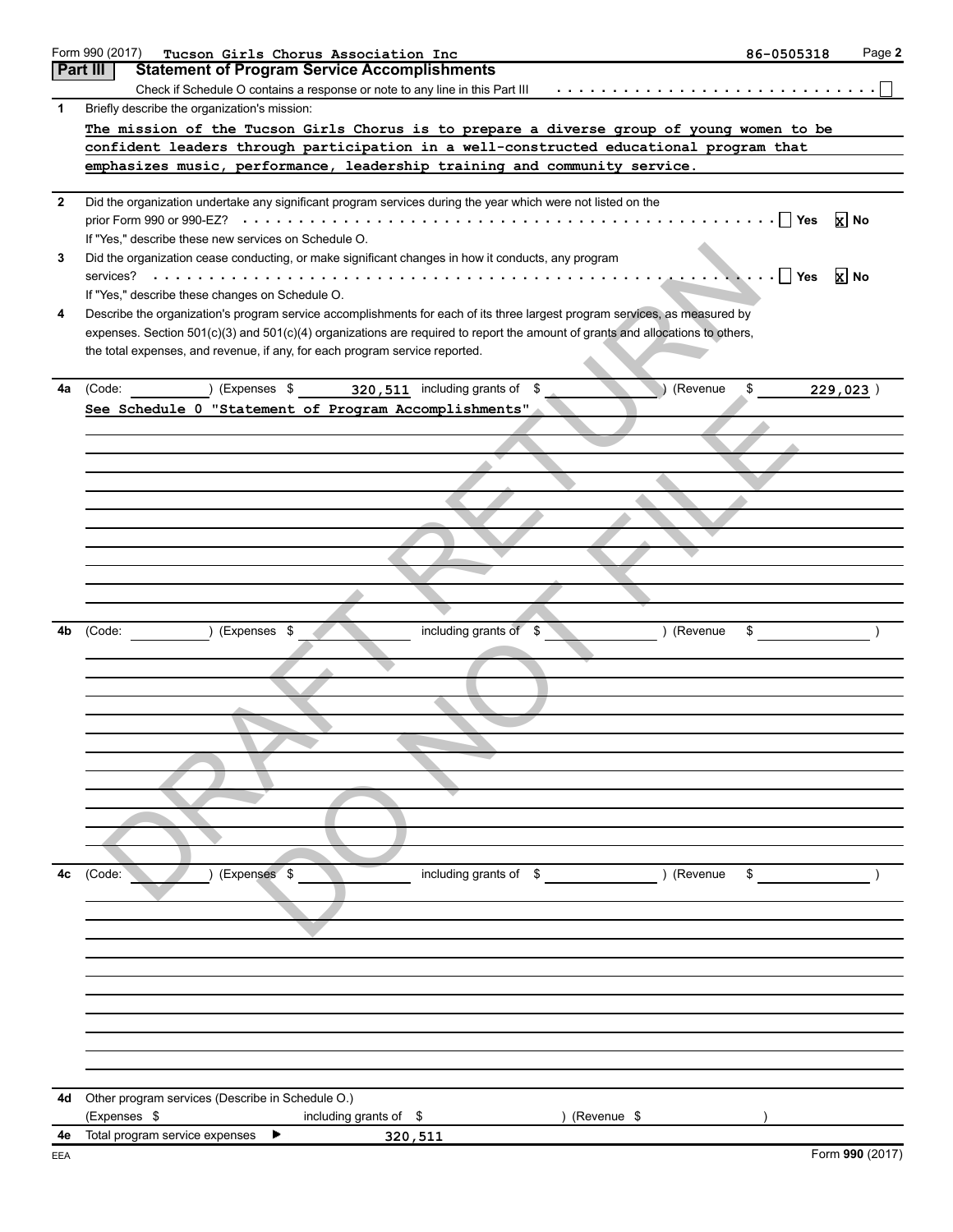Form 990 (2017) Tucson Girls Chorus Association Inc 86-0505318 Page **2**

## Part III Statement of Program Service Accomplishments

Check if Schedule O contains a response or note to any line in this Part III . . . . . . . . . . . . . . . . . . . . . . . . . . . . ☐

**1** Briefly describe the organization's mission:

The mission of the Tucson Girls Chorus is to prepare a diverse group of young women to be confident leaders through participation in a well-constructed educational program that emphasizes music, performance, leadership training and community service.

**2** Did the organization undertake any significant program services during the year which were not listed on the prior Form 990 or 990-EZ? . . . . . . . . . . . . . . . . . . . . . . . . . . . . . . . . . . . . . . . . ☐ Yes ☒ No

If "Yes," describe these new services on Schedule O.

**3** Did the organization cease conducting, or make significant changes in how it conducts, any program services? . . . . . . . . . . . . . . . . . . . . . . . . . . . . . . . . . . . . . . . . . . . . . . . . . . . . . . ☐ Yes ☒ No

If "Yes," describe these changes on Schedule O.

**4** Describe the organization's program service accomplishments for each of its three largest program services, as measured by expenses. Section 501(c)(3) and 501(c)(4) organizations are required to report the amount of grants and allocations to others, the total expenses, and revenue, if any, for each program service reported.

**4a** (Code: ) (Expenses $ 320,511 including grants of $ ) (Revenue $ 229,023 )

See Schedule O "Statement of Program Accomplishments"

**4b** (Code: ) (Expenses $ including grants of $ ) (Revenue $ )

**4c** (Code: ) (Expenses $ including grants of $ ) (Revenue $ )

**4d** Other program services (Describe in Schedule O.)

(Expenses $ including grants of $ ) (Revenue $ )

**4e** Total program service expenses ▶ 320,511

Form **990** (2017)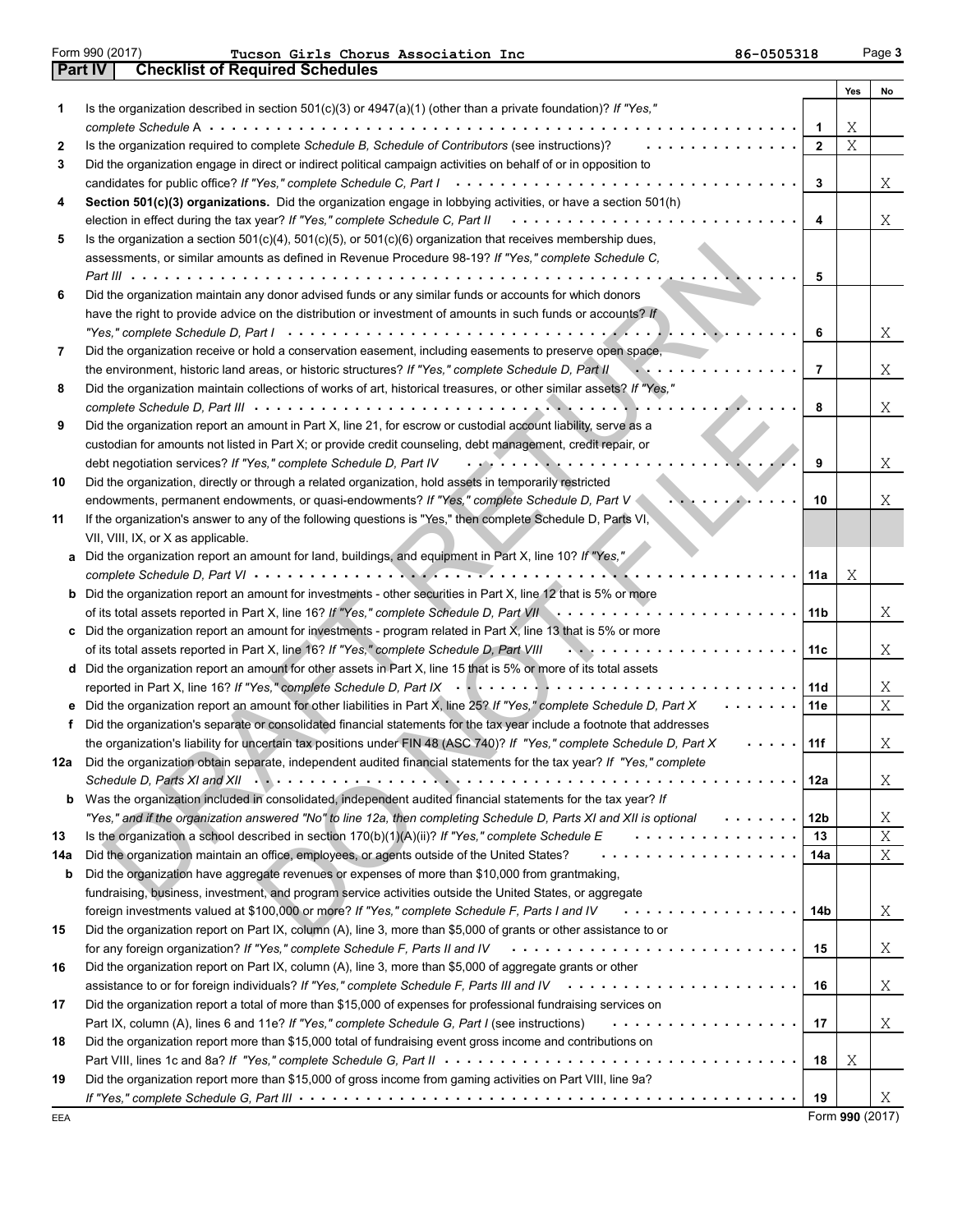Form 990 (2017) Tucson Girls Chorus Association Inc 86-0505318 Page 3

## Part IV Checklist of Required Schedules

| | | | Yes | No |
|---|---|---|---|---|
| 1 | Is the organization described in section 501(c)(3) or 4947(a)(1) (other than a private foundation)? *If "Yes," complete Schedule A* | 1 | X | |
| 2 | Is the organization required to complete *Schedule B, Schedule of Contributors* (see instructions)? | 2 | X | |
| 3 | Did the organization engage in direct or indirect political campaign activities on behalf of or in opposition to candidates for public office? *If "Yes," complete Schedule C, Part I* | 3 | | X |
| 4 | **Section 501(c)(3) organizations.** Did the organization engage in lobbying activities, or have a section 501(h) election in effect during the tax year? *If "Yes," complete Schedule C, Part II* | 4 | | X |
| 5 | Is the organization a section 501(c)(4), 501(c)(5), or 501(c)(6) organization that receives membership dues, assessments, or similar amounts as defined in Revenue Procedure 98-19? *If "Yes," complete Schedule C, Part III* | 5 | | |
| 6 | Did the organization maintain any donor advised funds or any similar funds or accounts for which donors have the right to provide advice on the distribution or investment of amounts in such funds or accounts? *If "Yes," complete Schedule D, Part I* | 6 | | X |
| 7 | Did the organization receive or hold a conservation easement, including easements to preserve open space, the environment, historic land areas, or historic structures? *If "Yes," complete Schedule D, Part II* | 7 | | X |
| 8 | Did the organization maintain collections of works of art, historical treasures, or other similar assets? *If "Yes," complete Schedule D, Part III* | 8 | | X |
| 9 | Did the organization report an amount in Part X, line 21, for escrow or custodial account liability, serve as a custodian for amounts not listed in Part X; or provide credit counseling, debt management, credit repair, or debt negotiation services? *If "Yes," complete Schedule D, Part IV* | 9 | | X |
| 10 | Did the organization, directly or through a related organization, hold assets in temporarily restricted endowments, permanent endowments, or quasi-endowments? *If "Yes," complete Schedule D, Part V* | 10 | | X |
| 11 | If the organization's answer to any of the following questions is "Yes," then complete Schedule D, Parts VI, VII, VIII, IX, or X as applicable. | | | |
| a | Did the organization report an amount for land, buildings, and equipment in Part X, line 10? *If "Yes," complete Schedule D, Part VI* | 11a | X | |
| b | Did the organization report an amount for investments - other securities in Part X, line 12 that is 5% or more of its total assets reported in Part X, line 16? *If "Yes," complete Schedule D, Part VII* | 11b | | X |
| c | Did the organization report an amount for investments - program related in Part X, line 13 that is 5% or more of its total assets reported in Part X, line 16? *If "Yes," complete Schedule D, Part VIII* | 11c | | X |
| d | Did the organization report an amount for other assets in Part X, line 15 that is 5% or more of its total assets reported in Part X, line 16? *If "Yes," complete Schedule D, Part IX* | 11d | | X |
| e | Did the organization report an amount for other liabilities in Part X, line 25? *If "Yes," complete Schedule D, Part X* | 11e | | X |
| f | Did the organization's separate or consolidated financial statements for the tax year include a footnote that addresses the organization's liability for uncertain tax positions under FIN 48 (ASC 740)? *If "Yes," complete Schedule D, Part X* | 11f | | X |
| 12a | Did the organization obtain separate, independent audited financial statements for the tax year? *If "Yes," complete Schedule D, Parts XI and XII* | 12a | | X |
| b | Was the organization included in consolidated, independent audited financial statements for the tax year? *If "Yes," and if the organization answered "No" to line 12a, then completing Schedule D, Parts XI and XII is optional* | 12b | | X |
| 13 | Is the organization a school described in section 170(b)(1)(A)(ii)? *If "Yes," complete Schedule E* | 13 | | X |
| 14a | Did the organization maintain an office, employees, or agents outside of the United States? | 14a | | X |
| b | Did the organization have aggregate revenues or expenses of more than $10,000 from grantmaking, fundraising, business, investment, and program service activities outside the United States, or aggregate foreign investments valued at $100,000 or more? *If "Yes," complete Schedule F, Parts I and IV* | 14b | | X |
| 15 | Did the organization report on Part IX, column (A), line 3, more than $5,000 of grants or other assistance to or for any foreign organization? *If "Yes," complete Schedule F, Parts II and IV* | 15 | | X |
| 16 | Did the organization report on Part IX, column (A), line 3, more than $5,000 of aggregate grants or other assistance to or for foreign individuals? *If "Yes," complete Schedule F, Parts III and IV* | 16 | | X |
| 17 | Did the organization report a total of more than $15,000 of expenses for professional fundraising services on Part IX, column (A), lines 6 and 11e? *If "Yes," complete Schedule G, Part I* (see instructions) | 17 | | X |
| 18 | Did the organization report more than $15,000 total of fundraising event gross income and contributions on Part VIII, lines 1c and 8a? *If "Yes," complete Schedule G, Part II* | 18 | X | |
| 19 | Did the organization report more than $15,000 of gross income from gaming activities on Part VIII, line 9a? *If "Yes," complete Schedule G, Part III* | 19 | | X |

EEA Form 990 (2017)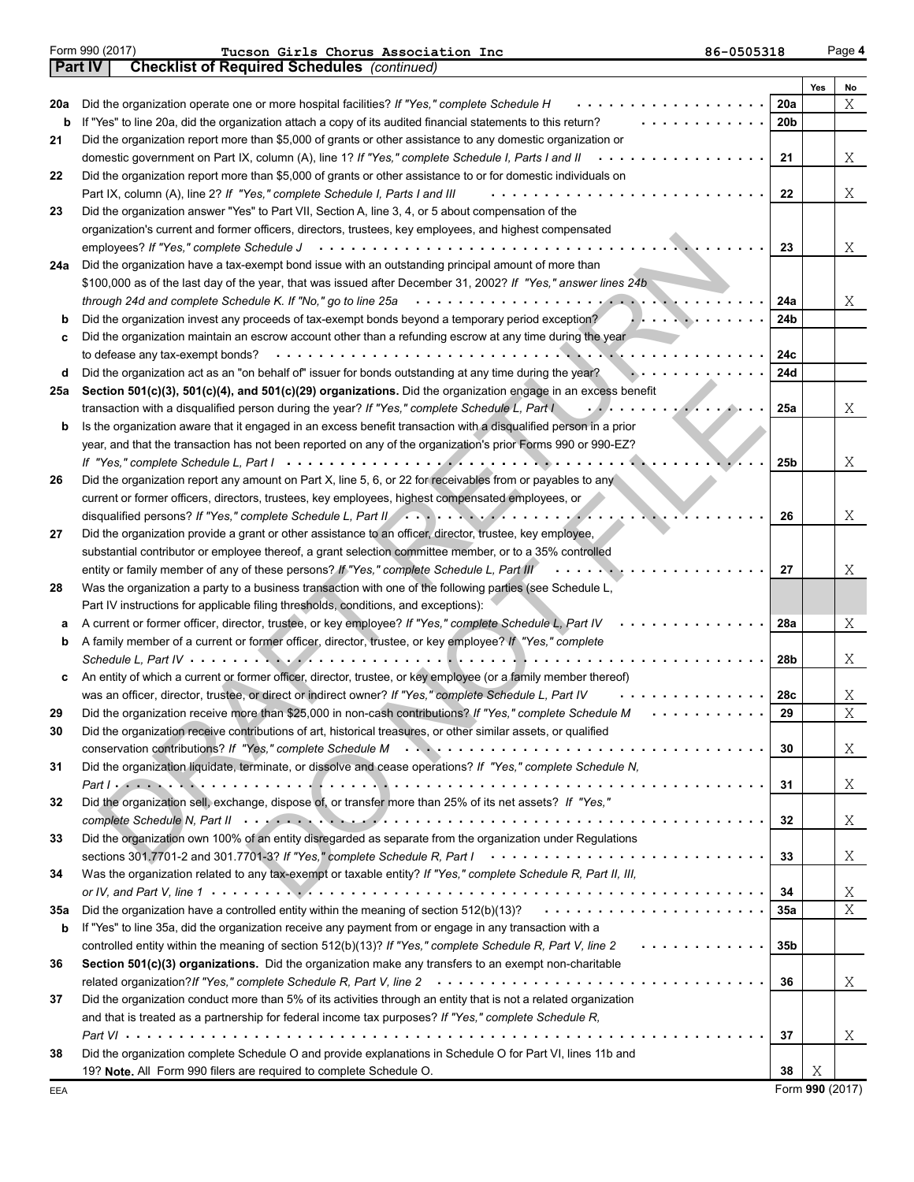Form 990 (2017) Tucson Girls Chorus Association Inc 86-0505318 Page 4

## Part IV Checklist of Required Schedules *(continued)*

| | | | Yes | No |
|---|---|---|---|---|
| **20a** | Did the organization operate one or more hospital facilities? *If "Yes," complete Schedule H* | 20a | | X |
| **b** | If "Yes" to line 20a, did the organization attach a copy of its audited financial statements to this return? | 20b | | |
| **21** | Did the organization report more than $5,000 of grants or other assistance to any domestic organization or domestic government on Part IX, column (A), line 1? *If "Yes," complete Schedule I, Parts I and II* | 21 | | X |
| **22** | Did the organization report more than $5,000 of grants or other assistance to or for domestic individuals on Part IX, column (A), line 2? *If "Yes," complete Schedule I, Parts I and III* | 22 | | X |
| **23** | Did the organization answer "Yes" to Part VII, Section A, line 3, 4, or 5 about compensation of the organization's current and former officers, directors, trustees, key employees, and highest compensated employees? *If "Yes," complete Schedule J* | 23 | | X |
| **24a** | Did the organization have a tax-exempt bond issue with an outstanding principal amount of more than $100,000 as of the last day of the year, that was issued after December 31, 2002? *If "Yes," answer lines 24b through 24d and complete Schedule K. If "No," go to line 25a* | 24a | | X |
| **b** | Did the organization invest any proceeds of tax-exempt bonds beyond a temporary period exception? | 24b | | |
| **c** | Did the organization maintain an escrow account other than a refunding escrow at any time during the year to defease any tax-exempt bonds? | 24c | | |
| **d** | Did the organization act as an "on behalf of" issuer for bonds outstanding at any time during the year? | 24d | | |
| **25a** | **Section 501(c)(3), 501(c)(4), and 501(c)(29) organizations.** Did the organization engage in an excess benefit transaction with a disqualified person during the year? *If "Yes," complete Schedule L, Part I* | 25a | | X |
| **b** | Is the organization aware that it engaged in an excess benefit transaction with a disqualified person in a prior year, and that the transaction has not been reported on any of the organization's prior Forms 990 or 990-EZ? *If "Yes," complete Schedule L, Part I* | 25b | | X |
| **26** | Did the organization report any amount on Part X, line 5, 6, or 22 for receivables from or payables to any current or former officers, directors, trustees, key employees, highest compensated employees, or disqualified persons? *If "Yes," complete Schedule L, Part II* | 26 | | X |
| **27** | Did the organization provide a grant or other assistance to an officer, director, trustee, key employee, substantial contributor or employee thereof, a grant selection committee member, or to a 35% controlled entity or family member of any of these persons? *If "Yes," complete Schedule L, Part III* | 27 | | X |
| **28** | Was the organization a party to a business transaction with one of the following parties (see Schedule L, Part IV instructions for applicable filing thresholds, conditions, and exceptions): | | | |
| **a** | A current or former officer, director, trustee, or key employee? *If "Yes," complete Schedule L, Part IV* | 28a | | X |
| **b** | A family member of a current or former officer, director, trustee, or key employee? *If "Yes," complete Schedule L, Part IV* | 28b | | X |
| **c** | An entity of which a current or former officer, director, trustee, or key employee (or a family member thereof) was an officer, director, trustee, or direct or indirect owner? *If "Yes," complete Schedule L, Part IV* | 28c | | X |
| **29** | Did the organization receive more than $25,000 in non-cash contributions? *If "Yes," complete Schedule M* | 29 | | X |
| **30** | Did the organization receive contributions of art, historical treasures, or other similar assets, or qualified conservation contributions? *If "Yes," complete Schedule M* | 30 | | X |
| **31** | Did the organization liquidate, terminate, or dissolve and cease operations? *If "Yes," complete Schedule N, Part I* | 31 | | X |
| **32** | Did the organization sell, exchange, dispose of, or transfer more than 25% of its net assets? *If "Yes," complete Schedule N, Part II* | 32 | | X |
| **33** | Did the organization own 100% of an entity disregarded as separate from the organization under Regulations sections 301.7701-2 and 301.7701-3? *If "Yes," complete Schedule R, Part I* | 33 | | X |
| **34** | Was the organization related to any tax-exempt or taxable entity? *If "Yes," complete Schedule R, Part II, III, or IV, and Part V, line 1* | 34 | | X |
| **35a** | Did the organization have a controlled entity within the meaning of section 512(b)(13)? | 35a | | X |
| **b** | If "Yes" to line 35a, did the organization receive any payment from or engage in any transaction with a controlled entity within the meaning of section 512(b)(13)? *If "Yes," complete Schedule R, Part V, line 2* | 35b | | |
| **36** | **Section 501(c)(3) organizations.** Did the organization make any transfers to an exempt non-charitable related organization? *If "Yes," complete Schedule R, Part V, line 2* | 36 | | X |
| **37** | Did the organization conduct more than 5% of its activities through an entity that is not a related organization and that is treated as a partnership for federal income tax purposes? *If "Yes," complete Schedule R, Part VI* | 37 | | X |
| **38** | Did the organization complete Schedule O and provide explanations in Schedule O for Part VI, lines 11b and 19? **Note.** All Form 990 filers are required to complete Schedule O. | 38 | X | |

EEA Form **990** (2017)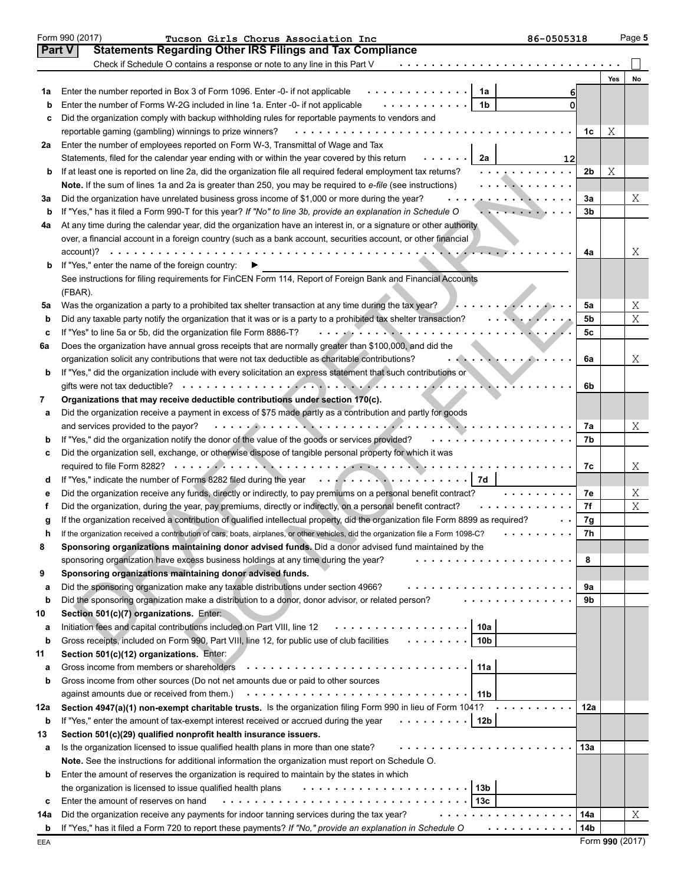Form 990 (2017) Tucson Girls Chorus Association Inc 86-0505318 Page 5

## Part V Statements Regarding Other IRS Filings and Tax Compliance

Check if Schedule O contains a response or note to any line in this Part V ☐

| | | | | | Yes | No |
|---|---|---|---|---|---|---|
| **1a** | Enter the number reported in Box 3 of Form 1096. Enter -0- if not applicable | 1a | 6 | | | |
| **b** | Enter the number of Forms W-2G included in line 1a. Enter -0- if not applicable | 1b | 0 | | | |
| **c** | Did the organization comply with backup withholding rules for reportable payments to vendors and reportable gaming (gambling) winnings to prize winners? | | | 1c | X | |
| **2a** | Enter the number of employees reported on Form W-3, Transmittal of Wage and Tax Statements, filed for the calendar year ending with or within the year covered by this return | 2a | 12 | | | |
| **b** | If at least one is reported on line 2a, did the organization file all required federal employment tax returns? | | | 2b | X | |
| | **Note.** If the sum of lines 1a and 2a is greater than 250, you may be required to *e-file* (see instructions) | | | | | |
| **3a** | Did the organization have unrelated business gross income of $1,000 or more during the year? | | | 3a | | X |
| **b** | If "Yes," has it filed a Form 990-T for this year? *If "No" to line 3b, provide an explanation in Schedule O* | | | 3b | | |
| **4a** | At any time during the calendar year, did the organization have an interest in, or a signature or other authority over, a financial account in a foreign country (such as a bank account, securities account, or other financial account)? | | | 4a | | X |
| **b** | If "Yes," enter the name of the foreign country: ▶ See instructions for filing requirements for FinCEN Form 114, Report of Foreign Bank and Financial Accounts (FBAR). | | | | | |
| **5a** | Was the organization a party to a prohibited tax shelter transaction at any time during the tax year? | | | 5a | | X |
| **b** | Did any taxable party notify the organization that it was or is a party to a prohibited tax shelter transaction? | | | 5b | | X |
| **c** | If "Yes" to line 5a or 5b, did the organization file Form 8886-T? | | | 5c | | |
| **6a** | Does the organization have annual gross receipts that are normally greater than $100,000, and did the organization solicit any contributions that were not tax deductible as charitable contributions? | | | 6a | | X |
| **b** | If "Yes," did the organization include with every solicitation an express statement that such contributions or gifts were not tax deductible? | | | 6b | | |
| **7** | **Organizations that may receive deductible contributions under section 170(c).** | | | | | |
| **a** | Did the organization receive a payment in excess of $75 made partly as a contribution and partly for goods and services provided to the payor? | | | 7a | | X |
| **b** | If "Yes," did the organization notify the donor of the value of the goods or services provided? | | | 7b | | |
| **c** | Did the organization sell, exchange, or otherwise dispose of tangible personal property for which it was required to file Form 8282? | | | 7c | | X |
| **d** | If "Yes," indicate the number of Forms 8282 filed during the year | 7d | | | | |
| **e** | Did the organization receive any funds, directly or indirectly, to pay premiums on a personal benefit contract? | | | 7e | | X |
| **f** | Did the organization, during the year, pay premiums, directly or indirectly, on a personal benefit contract? | | | 7f | | X |
| **g** | If the organization received a contribution of qualified intellectual property, did the organization file Form 8899 as required? | | | 7g | | |
| **h** | If the organization received a contribution of cars, boats, airplanes, or other vehicles, did the organization file a Form 1098-C? | | | 7h | | |
| **8** | **Sponsoring organizations maintaining donor advised funds.** Did a donor advised fund maintained by the sponsoring organization have excess business holdings at any time during the year? | | | 8 | | |
| **9** | **Sponsoring organizations maintaining donor advised funds.** | | | | | |
| **a** | Did the sponsoring organization make any taxable distributions under section 4966? | | | 9a | | |
| **b** | Did the sponsoring organization make a distribution to a donor, donor advisor, or related person? | | | 9b | | |
| **10** | **Section 501(c)(7) organizations.** Enter: | | | | | |
| **a** | Initiation fees and capital contributions included on Part VIII, line 12 | 10a | | | | |
| **b** | Gross receipts, included on Form 990, Part VIII, line 12, for public use of club facilities | 10b | | | | |
| **11** | **Section 501(c)(12) organizations.** Enter: | | | | | |
| **a** | Gross income from members or shareholders | 11a | | | | |
| **b** | Gross income from other sources (Do not net amounts due or paid to other sources against amounts due or received from them.) | 11b | | | | |
| **12a** | **Section 4947(a)(1) non-exempt charitable trusts.** Is the organization filing Form 990 in lieu of Form 1041? | | | 12a | | |
| **b** | If "Yes," enter the amount of tax-exempt interest received or accrued during the year | 12b | | | | |
| **13** | **Section 501(c)(29) qualified nonprofit health insurance issuers.** | | | | | |
| **a** | Is the organization licensed to issue qualified health plans in more than one state? | | | 13a | | |
| | **Note.** See the instructions for additional information the organization must report on Schedule O. | | | | | |
| **b** | Enter the amount of reserves the organization is required to maintain by the states in which the organization is licensed to issue qualified health plans | 13b | | | | |
| **c** | Enter the amount of reserves on hand | 13c | | | | |
| **14a** | Did the organization receive any payments for indoor tanning services during the tax year? | | | 14a | | X |
| **b** | If "Yes," has it filed a Form 720 to report these payments? *If "No," provide an explanation in Schedule O* | | | 14b | | |

EEA Form **990** (2017)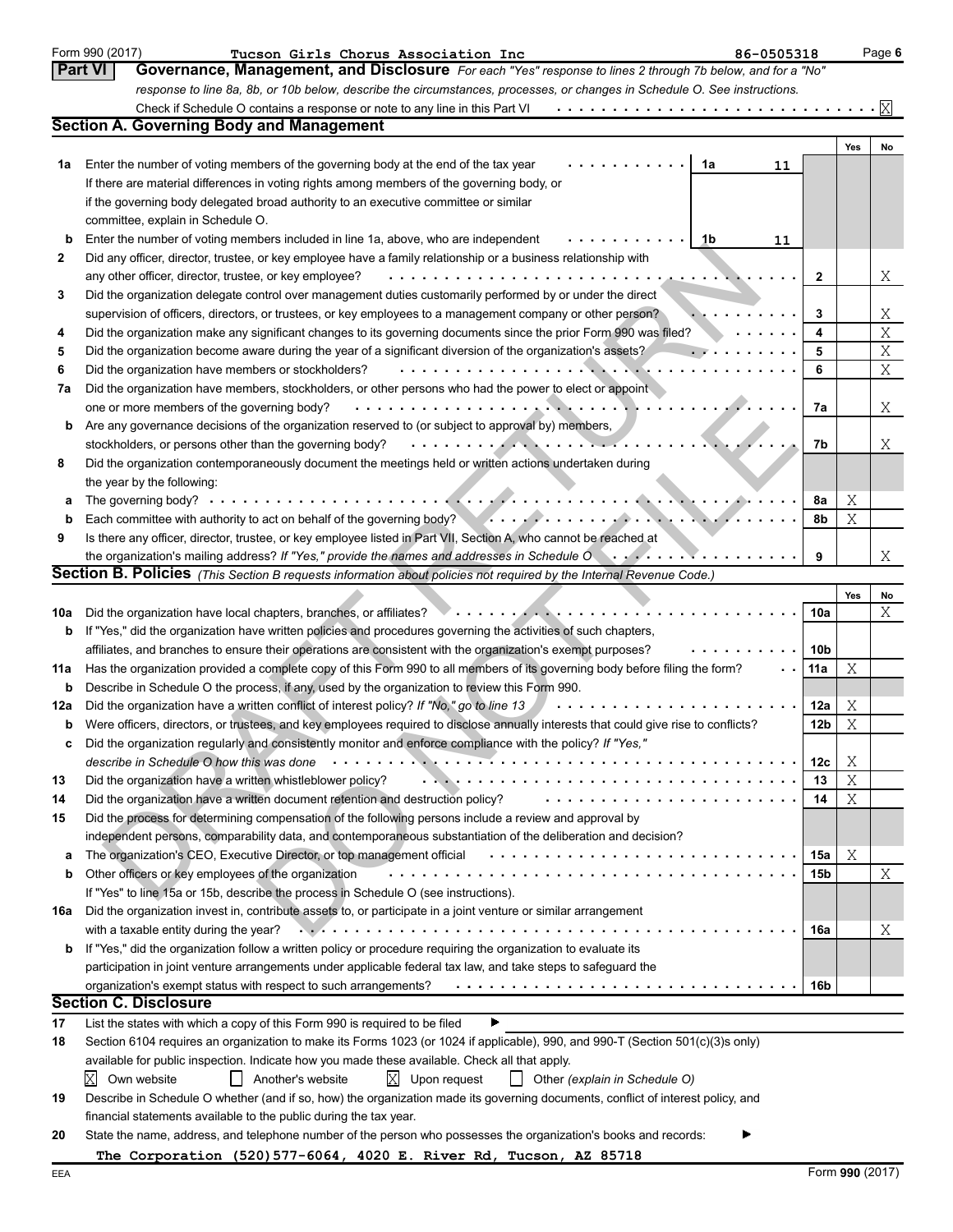Form 990 (2017) Tucson Girls Chorus Association Inc 86-0505318 Page 6

## Part VI Governance, Management, and Disclosure

*For each "Yes" response to lines 2 through 7b below, and for a "No" response to line 8a, 8b, or 10b below, describe the circumstances, processes, or changes in Schedule O. See instructions.*

Check if Schedule O contains a response or note to any line in this Part VI . . . . . . [X]

### Section A. Governing Body and Management

| | | | | Yes | No |
|---|---|---|---|---|---|
| **1a** | Enter the number of voting members of the governing body at the end of the tax year . . . **1a** 11 If there are material differences in voting rights among members of the governing body, or if the governing body delegated broad authority to an executive committee or similar committee, explain in Schedule O. | | | | |
| **b** | Enter the number of voting members included in line 1a, above, who are independent . . . **1b** 11 | | | | |
| **2** | Did any officer, director, trustee, or key employee have a family relationship or a business relationship with any other officer, director, trustee, or key employee? | | **2** | | X |
| **3** | Did the organization delegate control over management duties customarily performed by or under the direct supervision of officers, directors, or trustees, or key employees to a management company or other person? | | **3** | | X |
| **4** | Did the organization make any significant changes to its governing documents since the prior Form 990 was filed? | | **4** | | X |
| **5** | Did the organization become aware during the year of a significant diversion of the organization's assets? | | **5** | | X |
| **6** | Did the organization have members or stockholders? | | **6** | | X |
| **7a** | Did the organization have members, stockholders, or other persons who had the power to elect or appoint one or more members of the governing body? | | **7a** | | X |
| **b** | Are any governance decisions of the organization reserved to (or subject to approval by) members, stockholders, or persons other than the governing body? | | **7b** | | X |
| **8** | Did the organization contemporaneously document the meetings held or written actions undertaken during the year by the following: | | | | |
| **a** | The governing body? | | **8a** | X | |
| **b** | Each committee with authority to act on behalf of the governing body? | | **8b** | X | |
| **9** | Is there any officer, director, trustee, or key employee listed in Part VII, Section A, who cannot be reached at the organization's mailing address? *If "Yes," provide the names and addresses in Schedule O* | | **9** | | X |

### Section B. Policies *(This Section B requests information about policies not required by the Internal Revenue Code.)*

| | | | Yes | No |
|---|---|---|---|---|
| **10a** | Did the organization have local chapters, branches, or affiliates? | **10a** | | X |
| **b** | If "Yes," did the organization have written policies and procedures governing the activities of such chapters, affiliates, and branches to ensure their operations are consistent with the organization's exempt purposes? | **10b** | | |
| **11a** | Has the organization provided a complete copy of this Form 990 to all members of its governing body before filing the form? | **11a** | X | |
| **b** | Describe in Schedule O the process, if any, used by the organization to review this Form 990. | | | |
| **12a** | Did the organization have a written conflict of interest policy? *If "No," go to line 13* | **12a** | X | |
| **b** | Were officers, directors, or trustees, and key employees required to disclose annually interests that could give rise to conflicts? | **12b** | X | |
| **c** | Did the organization regularly and consistently monitor and enforce compliance with the policy? *If "Yes," describe in Schedule O how this was done* | **12c** | X | |
| **13** | Did the organization have a written whistleblower policy? | **13** | X | |
| **14** | Did the organization have a written document retention and destruction policy? | **14** | X | |
| **15** | Did the process for determining compensation of the following persons include a review and approval by independent persons, comparability data, and contemporaneous substantiation of the deliberation and decision? | | | |
| **a** | The organization's CEO, Executive Director, or top management official | **15a** | X | |
| **b** | Other officers or key employees of the organization | **15b** | | X |
| | If "Yes" to line 15a or 15b, describe the process in Schedule O (see instructions). | | | |
| **16a** | Did the organization invest in, contribute assets to, or participate in a joint venture or similar arrangement with a taxable entity during the year? | **16a** | | X |
| **b** | If "Yes," did the organization follow a written policy or procedure requiring the organization to evaluate its participation in joint venture arrangements under applicable federal tax law, and take steps to safeguard the organization's exempt status with respect to such arrangements? | **16b** | | |

### Section C. Disclosure

**17** List the states with which a copy of this Form 990 is required to be filed ▶

**18** Section 6104 requires an organization to make its Forms 1023 (or 1024 if applicable), 990, and 990-T (Section 501(c)(3)s only) available for public inspection. Indicate how you made these available. Check all that apply.

[X] Own website [ ] Another's website [X] Upon request [ ] Other *(explain in Schedule O)*

**19** Describe in Schedule O whether (and if so, how) the organization made its governing documents, conflict of interest policy, and financial statements available to the public during the tax year.

**20** State the name, address, and telephone number of the person who possesses the organization's books and records: ▶

**The Corporation (520)577-6064, 4020 E. River Rd, Tucson, AZ 85718**

EEA Form **990** (2017)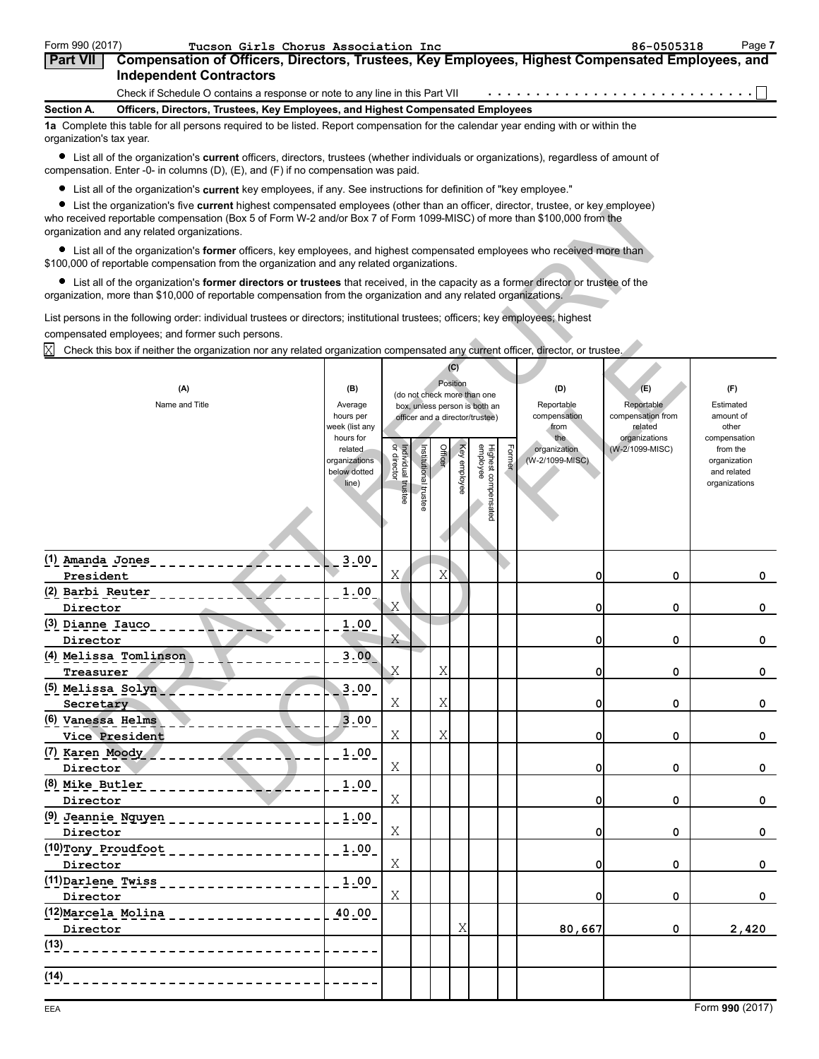Form 990 (2017) Tucson Girls Chorus Association Inc 86-0505318

## Part VII Compensation of Officers, Directors, Trustees, Key Employees, Highest Compensated Employees, and Independent Contractors

Check if Schedule O contains a response or note to any line in this Part VII . . . . . . . . . . . . . . . . . . . . . . . . . . ☐

### Section A. Officers, Directors, Trustees, Key Employees, and Highest Compensated Employees

**1a** Complete this table for all persons required to be listed. Report compensation for the calendar year ending with or within the organization's tax year.

- List all of the organization's **current** officers, directors, trustees (whether individuals or organizations), regardless of amount of compensation. Enter -0- in columns (D), (E), and (F) if no compensation was paid.
- List all of the organization's **current** key employees, if any. See instructions for definition of "key employee."
- List the organization's five **current** highest compensated employees (other than an officer, director, trustee, or key employee) who received reportable compensation (Box 5 of Form W-2 and/or Box 7 of Form 1099-MISC) of more than $100,000 from the organization and any related organizations.
- List all of the organization's **former** officers, key employees, and highest compensated employees who received more than $100,000 of reportable compensation from the organization and any related organizations.
- List all of the organization's **former directors or trustees** that received, in the capacity as a former director or trustee of the organization, more than $10,000 of reportable compensation from the organization and any related organizations.

List persons in the following order: individual trustees or directors; institutional trustees; officers; key employees; highest compensated employees; and former such persons.

☒ Check this box if neither the organization nor any related organization compensated any current officer, director, or trustee.

| (A) Name and Title | (B) Average hours per week (list any hours for related organizations below dotted line) | (C) Position: Individual trustee or director | Institutional trustee | Officer | Key employee | Highest compensated employee | Former | (D) Reportable compensation from the organization (W-2/1099-MISC) | (E) Reportable compensation from related organizations (W-2/1099-MISC) | (F) Estimated amount of other compensation from the organization and related organizations |
|---|---|---|---|---|---|---|---|---|---|---|
| (1) Amanda Jones<br>President | 3.00 | X | | X | | | | 0 | 0 | 0 |
| (2) Barbi Reuter<br>Director | 1.00 | X | | | | | | 0 | 0 | 0 |
| (3) Dianne Iauco<br>Director | 1.00 | X | | | | | | 0 | 0 | 0 |
| (4) Melissa Tomlinson<br>Treasurer | 3.00 | X | | X | | | | 0 | 0 | 0 |
| (5) Melissa Solyn<br>Secretary | 3.00 | X | | X | | | | 0 | 0 | 0 |
| (6) Vanessa Helms<br>Vice President | 3.00 | X | | X | | | | 0 | 0 | 0 |
| (7) Karen Moody<br>Director | 1.00 | X | | | | | | 0 | 0 | 0 |
| (8) Mike Butler<br>Director | 1.00 | X | | | | | | 0 | 0 | 0 |
| (9) Jeannie Nguyen<br>Director | 1.00 | X | | | | | | 0 | 0 | 0 |
| (10) Tony Proudfoot<br>Director | 1.00 | X | | | | | | 0 | 0 | 0 |
| (11) Darlene Twiss<br>Director | 1.00 | X | | | | | | 0 | 0 | 0 |
| (12) Marcela Molina<br>Director | 40.00 | | | | X | | | 80,667 | 0 | 2,420 |
| (13) | | | | | | | | | | |
| (14) | | | | | | | | | | |

EEA Form 990 (2017)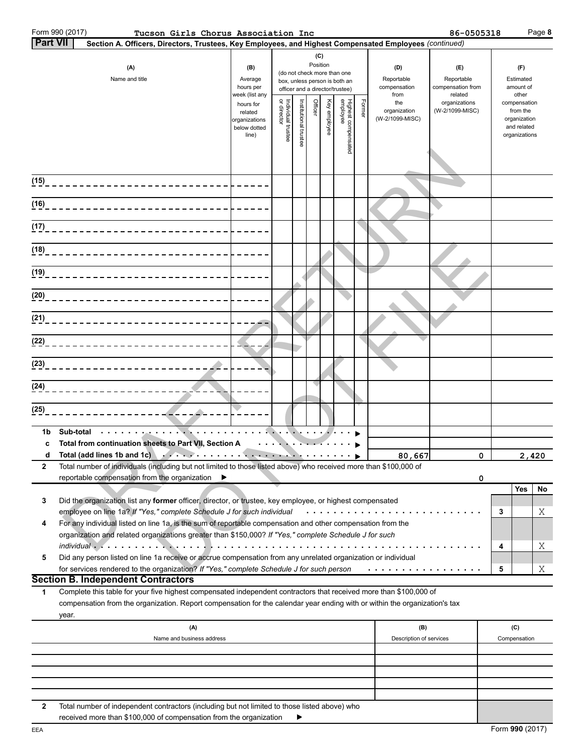Form 990 (2017) **Tucson Girls Chorus Association Inc** 86-0505318 Page **8**

**Part VII** **Section A. Officers, Directors, Trustees, Key Employees, and Highest Compensated Employees** *(continued)*

| (A) Name and title | (B) Average hours per week (list any hours for related organizations below dotted line) | (C) Position (do not check more than one box, unless person is both an officer and a director/trustee): Individual trustee or director | Institutional trustee | Officer | Key employee | Highest compensated employee | Former | (D) Reportable compensation from the organization (W-2/1099-MISC) | (E) Reportable compensation from related organizations (W-2/1099-MISC) | (F) Estimated amount of other compensation from the organization and related organizations |
|---|---|---|---|---|---|---|---|---|---|---|
| (15) | | | | | | | | | | |
| (16) | | | | | | | | | | |
| (17) | | | | | | | | | | |
| (18) | | | | | | | | | | |
| (19) | | | | | | | | | | |
| (20) | | | | | | | | | | |
| (21) | | | | | | | | | | |
| (22) | | | | | | | | | | |
| (23) | | | | | | | | | | |
| (24) | | | | | | | | | | |
| (25) | | | | | | | | | | |
| **1b Sub-total** | | | | | | | | | | |
| **c Total from continuation sheets to Part VII, Section A** | | | | | | | | | | |
| **d Total (add lines 1b and 1c)** | | | | | | | | 80,667 | 0 | 2,420 |

**2** Total number of individuals (including but not limited to those listed above) who received more than $100,000 of reportable compensation from the organization ▶ 0

| | | | Yes | No |
|---|---|---|---|---|
| **3** | Did the organization list any **former** officer, director, or trustee, key employee, or highest compensated employee on line 1a? *If "Yes," complete Schedule J for such individual* | 3 | | X |
| **4** | For any individual listed on line 1a, is the sum of reportable compensation and other compensation from the organization and related organizations greater than $150,000? *If "Yes," complete Schedule J for such individual* | 4 | | X |
| **5** | Did any person listed on line 1a receive or accrue compensation from any unrelated organization or individual for services rendered to the organization? *If "Yes," complete Schedule J for such person* | 5 | | X |

## Section B. Independent Contractors

**1** Complete this table for your five highest compensated independent contractors that received more than $100,000 of compensation from the organization. Report compensation for the calendar year ending with or within the organization's tax year.

| (A) Name and business address | (B) Description of services | (C) Compensation |
|---|---|---|
| | | |
| | | |
| | | |
| | | |
| | | |

**2** Total number of independent contractors (including but not limited to those listed above) who received more than $100,000 of compensation from the organization ▶

EEA Form **990** (2017)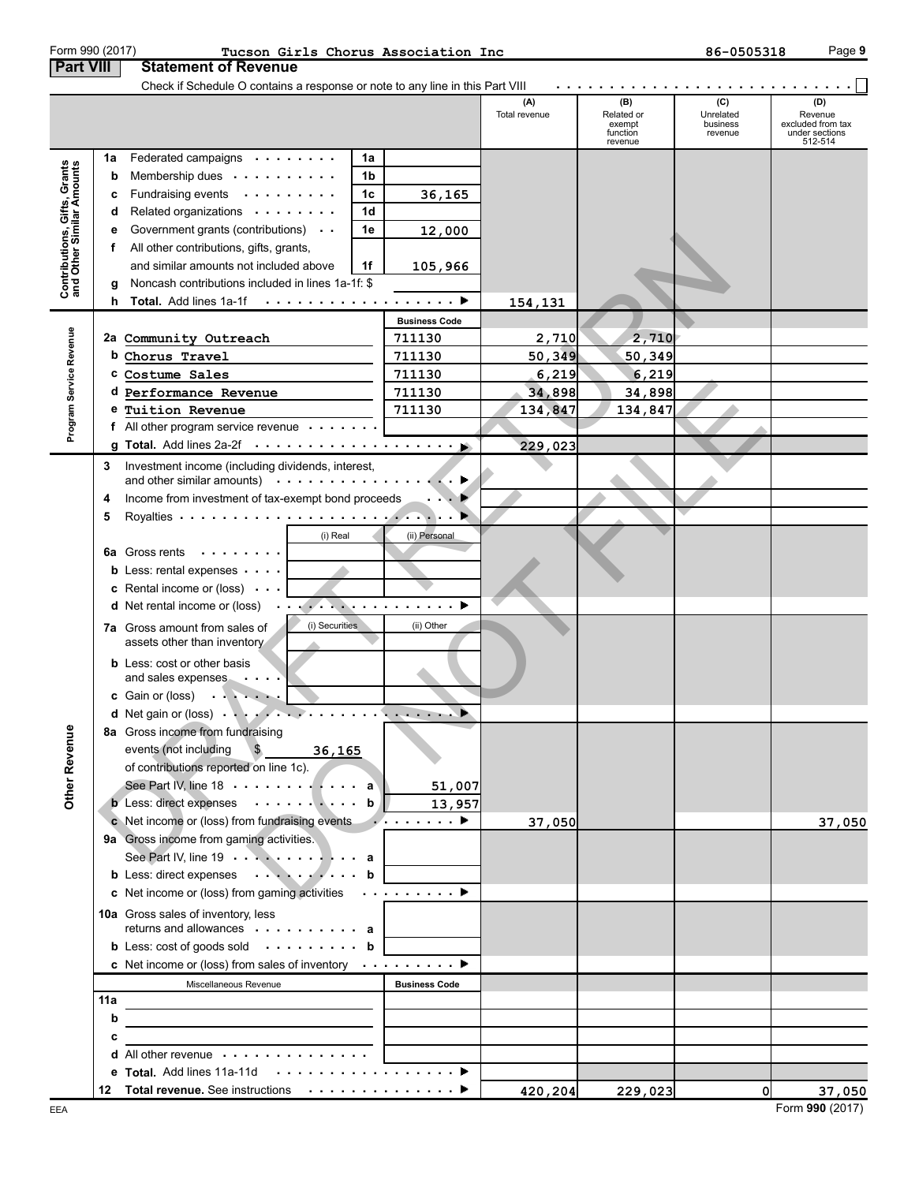Form 990 (2017) Tucson Girls Chorus Association Inc 86-0505318

**Part VIII Statement of Revenue**

Check if Schedule O contains a response or note to any line in this Part VIII ☐

| | | | (A) Total revenue | (B) Related or exempt function revenue | (C) Unrelated business revenue | (D) Revenue excluded from tax under sections 512-514 |
|---|---|---|---|---|---|---|
| **Contributions, Gifts, Grants and Other Similar Amounts** | | | | | | |
| 1a Federated campaigns | 1a | | | | | |
| b Membership dues | 1b | | | | | |
| c Fundraising events | 1c | 36,165 | | | | |
| d Related organizations | 1d | | | | | |
| e Government grants (contributions) | 1e | 12,000 | | | | |
| f All other contributions, gifts, grants, and similar amounts not included above | 1f | 105,966 | | | | |
| g Noncash contributions included in lines 1a-1f: $ | | | | | | |
| h **Total.** Add lines 1a-1f | | | 154,131 | | | |
| **Program Service Revenue** | | Business Code | | | | |
| 2a Community Outreach | | 711130 | 2,710 | 2,710 | | |
| b Chorus Travel | | 711130 | 50,349 | 50,349 | | |
| c Costume Sales | | 711130 | 6,219 | 6,219 | | |
| d Performance Revenue | | 711130 | 34,898 | 34,898 | | |
| e Tuition Revenue | | 711130 | 134,847 | 134,847 | | |
| f All other program service revenue | | | | | | |
| g **Total.** Add lines 2a-2f | | | 229,023 | | | |
| **Other Revenue** | | | | | | |
| 3 Investment income (including dividends, interest, and other similar amounts) | | | | | | |
| 4 Income from investment of tax-exempt bond proceeds | | | | | | |
| 5 Royalties | | | | | | |
| | (i) Real | (ii) Personal | | | | |
| 6a Gross rents | | | | | | |
| b Less: rental expenses | | | | | | |
| c Rental income or (loss) | | | | | | |
| d Net rental income or (loss) | | | | | | |
| 7a Gross amount from sales of assets other than inventory | (i) Securities | (ii) Other | | | | |
| b Less: cost or other basis and sales expenses | | | | | | |
| c Gain or (loss) | | | | | | |
| d Net gain or (loss) | | | | | | |
| 8a Gross income from fundraising events (not including $ 36,165 of contributions reported on line 1c). See Part IV, line 18 | a | 51,007 | | | | |
| b Less: direct expenses | b | 13,957 | | | | |
| c Net income or (loss) from fundraising events | | | 37,050 | | | 37,050 |
| 9a Gross income from gaming activities. See Part IV, line 19 | a | | | | | |
| b Less: direct expenses | b | | | | | |
| c Net income or (loss) from gaming activities | | | | | | |
| 10a Gross sales of inventory, less returns and allowances | a | | | | | |
| b Less: cost of goods sold | b | | | | | |
| c Net income or (loss) from sales of inventory | | | | | | |
| Miscellaneous Revenue | | Business Code | | | | |
| 11a | | | | | | |
| b | | | | | | |
| c | | | | | | |
| d All other revenue | | | | | | |
| e **Total.** Add lines 11a-11d | | | | | | |
| 12 **Total revenue.** See instructions | | | 420,204 | 229,023 | 0 | 37,050 |

EEA Form **990** (2017)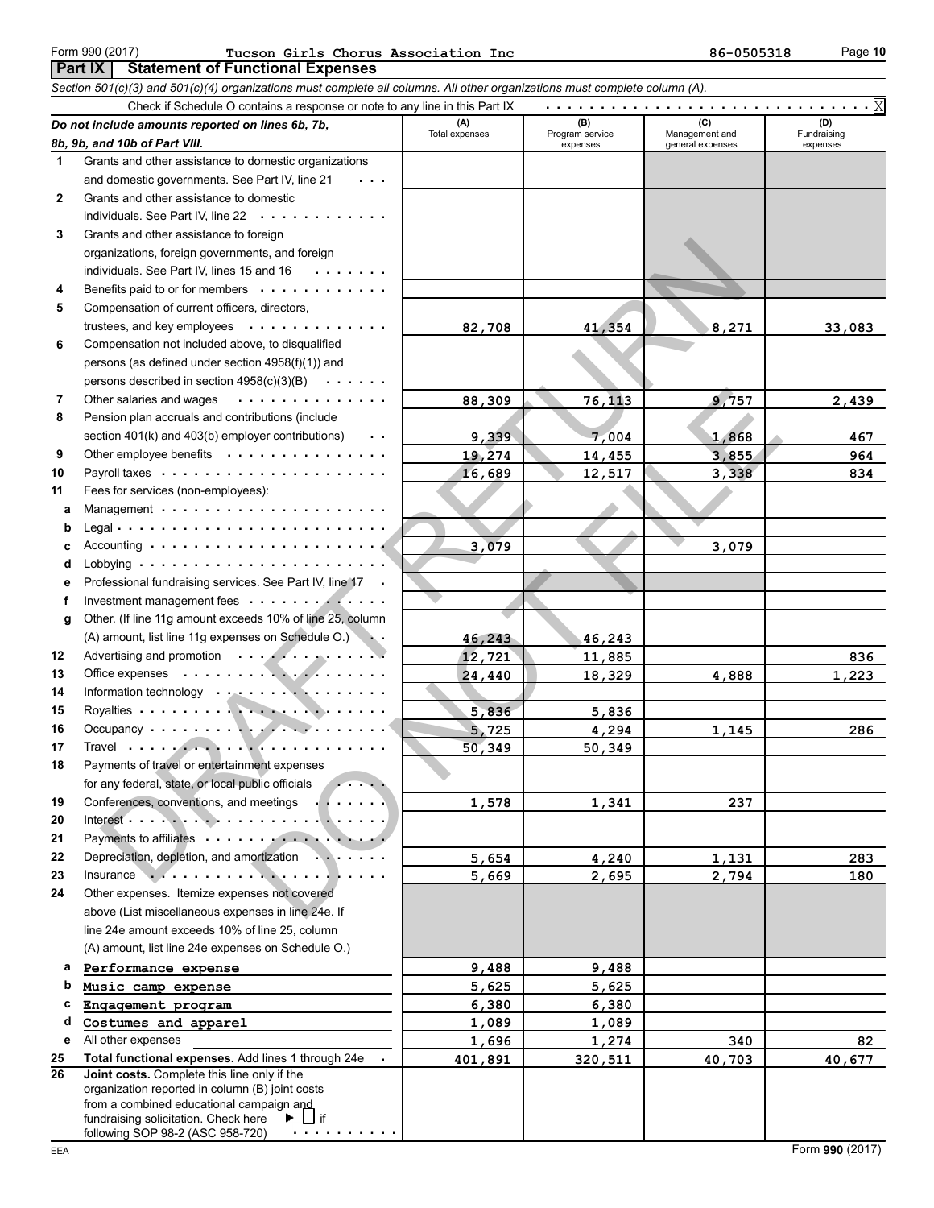Form 990 (2017) Tucson Girls Chorus Association Inc 86-0505318 Page 10

## Part IX Statement of Functional Expenses

*Section 501(c)(3) and 501(c)(4) organizations must complete all columns. All other organizations must complete column (A).*

Check if Schedule O contains a response or note to any line in this Part IX . . . . . . . . . . . . . . . . . . . . . . . . . . . . . X

| | *Do not include amounts reported on lines 6b, 7b, 8b, 9b, and 10b of Part VIII.* | (A) Total expenses | (B) Program service expenses | (C) Management and general expenses | (D) Fundraising expenses |
|---|---|---|---|---|---|
| 1 | Grants and other assistance to domestic organizations and domestic governments. See Part IV, line 21 | | | | |
| 2 | Grants and other assistance to domestic individuals. See Part IV, line 22 | | | | |
| 3 | Grants and other assistance to foreign organizations, foreign governments, and foreign individuals. See Part IV, lines 15 and 16 | | | | |
| 4 | Benefits paid to or for members | | | | |
| 5 | Compensation of current officers, directors, trustees, and key employees | 82,708 | 41,354 | 8,271 | 33,083 |
| 6 | Compensation not included above, to disqualified persons (as defined under section 4958(f)(1)) and persons described in section 4958(c)(3)(B) | | | | |
| 7 | Other salaries and wages | 88,309 | 76,113 | 9,757 | 2,439 |
| 8 | Pension plan accruals and contributions (include section 401(k) and 403(b) employer contributions) | 9,339 | 7,004 | 1,868 | 467 |
| 9 | Other employee benefits | 19,274 | 14,455 | 3,855 | 964 |
| 10 | Payroll taxes | 16,689 | 12,517 | 3,338 | 834 |
| 11 | Fees for services (non-employees): | | | | |
| a | Management | | | | |
| b | Legal | | | | |
| c | Accounting | 3,079 | | 3,079 | |
| d | Lobbying | | | | |
| e | Professional fundraising services. See Part IV, line 17 | | | | |
| f | Investment management fees | | | | |
| g | Other. (If line 11g amount exceeds 10% of line 25, column (A) amount, list line 11g expenses on Schedule O.) | 46,243 | 46,243 | | |
| 12 | Advertising and promotion | 12,721 | 11,885 | | 836 |
| 13 | Office expenses | 24,440 | 18,329 | 4,888 | 1,223 |
| 14 | Information technology | | | | |
| 15 | Royalties | 5,836 | 5,836 | | |
| 16 | Occupancy | 5,725 | 4,294 | 1,145 | 286 |
| 17 | Travel | 50,349 | 50,349 | | |
| 18 | Payments of travel or entertainment expenses for any federal, state, or local public officials | | | | |
| 19 | Conferences, conventions, and meetings | 1,578 | 1,341 | 237 | |
| 20 | Interest | | | | |
| 21 | Payments to affiliates | | | | |
| 22 | Depreciation, depletion, and amortization | 5,654 | 4,240 | 1,131 | 283 |
| 23 | Insurance | 5,669 | 2,695 | 2,794 | 180 |
| 24 | Other expenses. Itemize expenses not covered above (List miscellaneous expenses in line 24e. If line 24e amount exceeds 10% of line 25, column (A) amount, list line 24e expenses on Schedule O.) | | | | |
| a | Performance expense | 9,488 | 9,488 | | |
| b | Music camp expense | 5,625 | 5,625 | | |
| c | Engagement program | 6,380 | 6,380 | | |
| d | Costumes and apparel | 1,089 | 1,089 | | |
| e | All other expenses | 1,696 | 1,274 | 340 | 82 |
| 25 | **Total functional expenses.** Add lines 1 through 24e | 401,891 | 320,511 | 40,703 | 40,677 |
| 26 | **Joint costs.** Complete this line only if the organization reported in column (B) joint costs from a combined educational campaign and fundraising solicitation. Check here ▶ ☐ if following SOP 98-2 (ASC 958-720) | | | | |

EEA Form **990** (2017)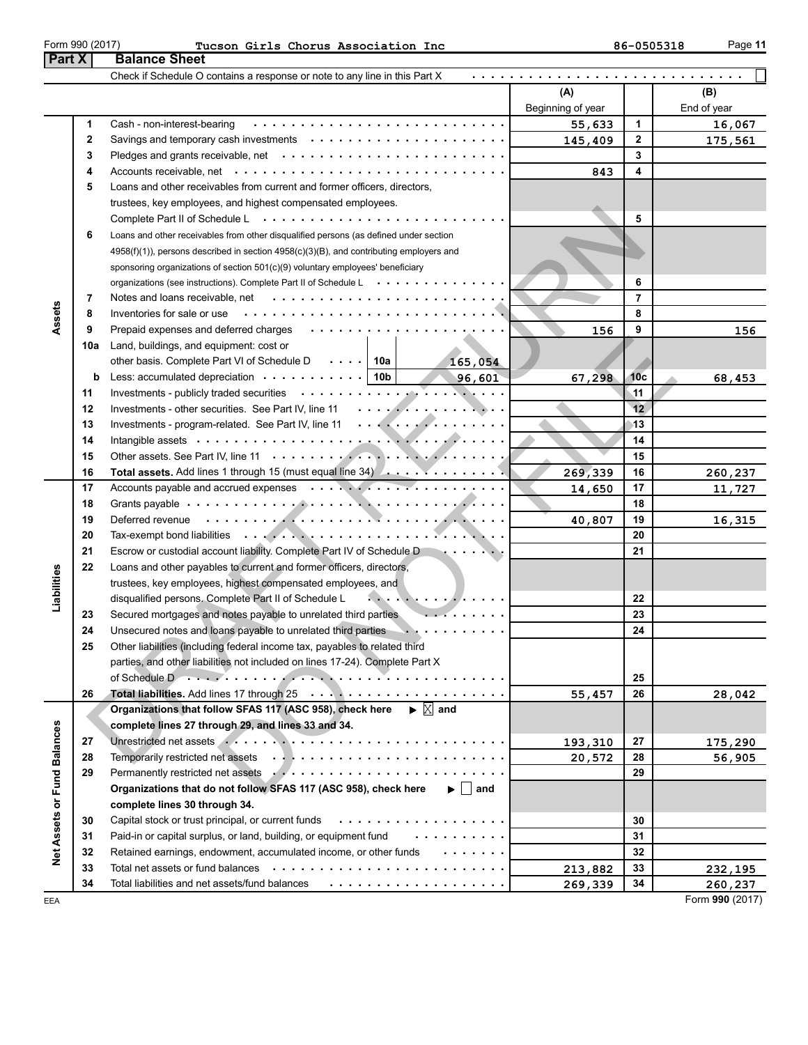Form 990 (2017) Tucson Girls Chorus Association Inc 86-0505318

## Part X Balance Sheet

Check if Schedule O contains a response or note to any line in this Part X . . . ☐

| | | | (A) Beginning of year | | (B) End of year |
|---|---|---|---|---|---|
| Assets | 1 | Cash - non-interest-bearing | 55,633 | 1 | 16,067 |
| | 2 | Savings and temporary cash investments | 145,409 | 2 | 175,561 |
| | 3 | Pledges and grants receivable, net | | 3 | |
| | 4 | Accounts receivable, net | 843 | 4 | |
| | 5 | Loans and other receivables from current and former officers, directors, trustees, key employees, and highest compensated employees. Complete Part II of Schedule L | | 5 | |
| | 6 | Loans and other receivables from other disqualified persons (as defined under section 4958(f)(1)), persons described in section 4958(c)(3)(B), and contributing employers and sponsoring organizations of section 501(c)(9) voluntary employees' beneficiary organizations (see instructions). Complete Part II of Schedule L | | 6 | |
| | 7 | Notes and loans receivable, net | | 7 | |
| | 8 | Inventories for sale or use | | 8 | |
| | 9 | Prepaid expenses and deferred charges | 156 | 9 | 156 |
| | 10a | Land, buildings, and equipment: cost or other basis. Complete Part VI of Schedule D . . . 10a 165,054 | | | |
| | b | Less: accumulated depreciation . . . 10b 96,601 | 67,298 | 10c | 68,453 |
| | 11 | Investments - publicly traded securities | | 11 | |
| | 12 | Investments - other securities. See Part IV, line 11 | | 12 | |
| | 13 | Investments - program-related. See Part IV, line 11 | | 13 | |
| | 14 | Intangible assets | | 14 | |
| | 15 | Other assets. See Part IV, line 11 | | 15 | |
| | 16 | **Total assets.** Add lines 1 through 15 (must equal line 34) | 269,339 | 16 | 260,237 |
| Liabilities | 17 | Accounts payable and accrued expenses | 14,650 | 17 | 11,727 |
| | 18 | Grants payable | | 18 | |
| | 19 | Deferred revenue | 40,807 | 19 | 16,315 |
| | 20 | Tax-exempt bond liabilities | | 20 | |
| | 21 | Escrow or custodial account liability. Complete Part IV of Schedule D | | 21 | |
| | 22 | Loans and other payables to current and former officers, directors, trustees, key employees, highest compensated employees, and disqualified persons. Complete Part II of Schedule L | | 22 | |
| | 23 | Secured mortgages and notes payable to unrelated third parties | | 23 | |
| | 24 | Unsecured notes and loans payable to unrelated third parties | | 24 | |
| | 25 | Other liabilities (including federal income tax, payables to related third parties, and other liabilities not included on lines 17-24). Complete Part X of Schedule D | | 25 | |
| | 26 | **Total liabilities.** Add lines 17 through 25 | 55,457 | 26 | 28,042 |
| Net Assets or Fund Balances | | **Organizations that follow SFAS 117 (ASC 958), check here** ▶ ☒ **and complete lines 27 through 29, and lines 33 and 34.** | | | |
| | 27 | Unrestricted net assets | 193,310 | 27 | 175,290 |
| | 28 | Temporarily restricted net assets | 20,572 | 28 | 56,905 |
| | 29 | Permanently restricted net assets | | 29 | |
| | | **Organizations that do not follow SFAS 117 (ASC 958), check here** ▶ ☐ **and complete lines 30 through 34.** | | | |
| | 30 | Capital stock or trust principal, or current funds | | 30 | |
| | 31 | Paid-in or capital surplus, or land, building, or equipment fund | | 31 | |
| | 32 | Retained earnings, endowment, accumulated income, or other funds | | 32 | |
| | 33 | Total net assets or fund balances | 213,882 | 33 | 232,195 |
| | 34 | Total liabilities and net assets/fund balances | 269,339 | 34 | 260,237 |

EEA Form **990** (2017)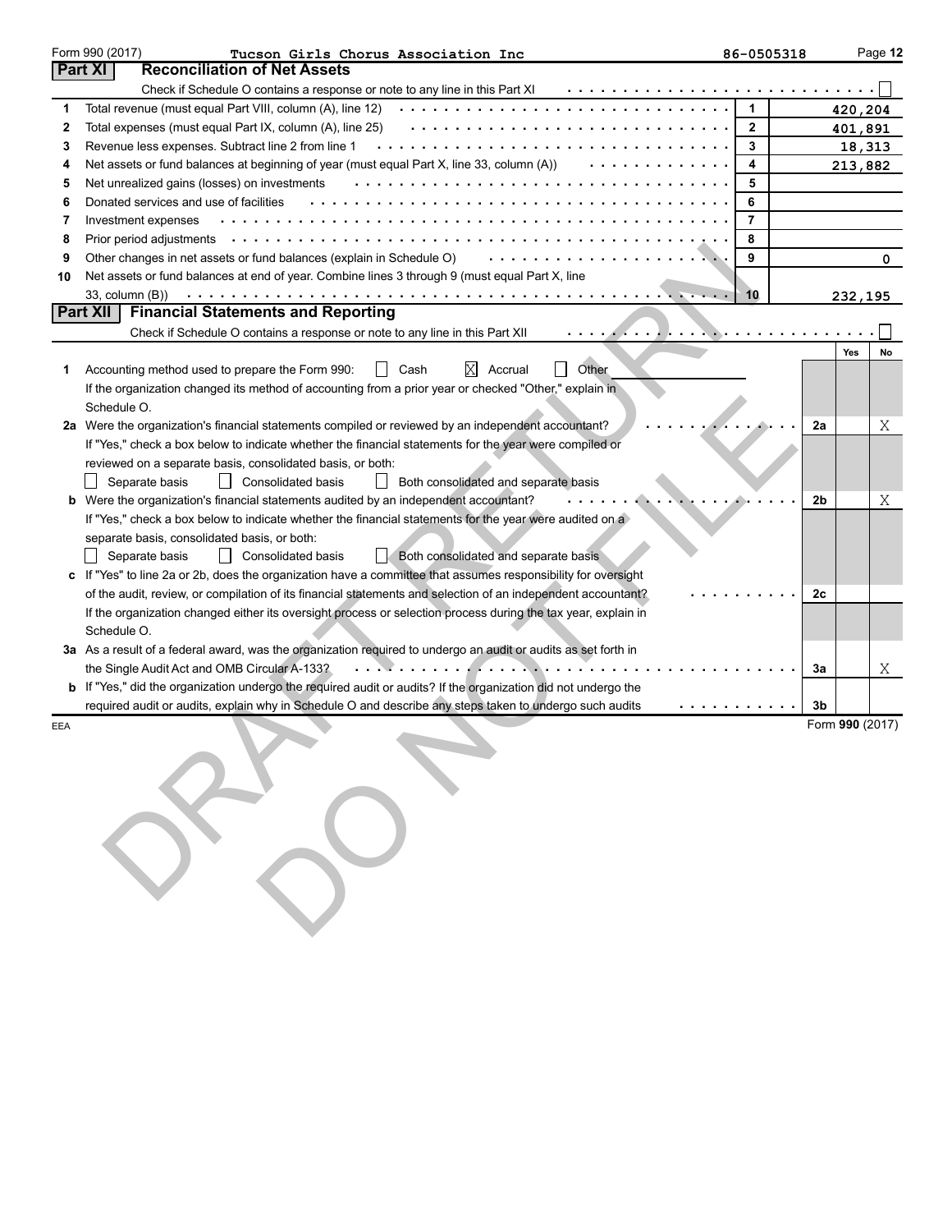Form 990 (2017) Tucson Girls Chorus Association Inc 86-0505318

## Part XI Reconciliation of Net Assets

Check if Schedule O contains a response or note to any line in this Part XI ☐

| | | | |
|---|---|---|---|
| 1 | Total revenue (must equal Part VIII, column (A), line 12) | 1 | 420,204 |
| 2 | Total expenses (must equal Part IX, column (A), line 25) | 2 | 401,891 |
| 3 | Revenue less expenses. Subtract line 2 from line 1 | 3 | 18,313 |
| 4 | Net assets or fund balances at beginning of year (must equal Part X, line 33, column (A)) | 4 | 213,882 |
| 5 | Net unrealized gains (losses) on investments | 5 | |
| 6 | Donated services and use of facilities | 6 | |
| 7 | Investment expenses | 7 | |
| 8 | Prior period adjustments | 8 | |
| 9 | Other changes in net assets or fund balances (explain in Schedule O) | 9 | 0 |
| 10 | Net assets or fund balances at end of year. Combine lines 3 through 9 (must equal Part X, line 33, column (B)) | 10 | 232,195 |

## Part XII Financial Statements and Reporting

Check if Schedule O contains a response or note to any line in this Part XII ☐

| | | | Yes | No |
|---|---|---|---|---|
| 1 | Accounting method used to prepare the Form 990: ☐ Cash ☒ Accrual ☐ Other<br>If the organization changed its method of accounting from a prior year or checked "Other," explain in Schedule O. | | | |
| 2a | Were the organization's financial statements compiled or reviewed by an independent accountant?<br>If "Yes," check a box below to indicate whether the financial statements for the year were compiled or reviewed on a separate basis, consolidated basis, or both:<br>☐ Separate basis ☐ Consolidated basis ☐ Both consolidated and separate basis | 2a | | X |
| b | Were the organization's financial statements audited by an independent accountant?<br>If "Yes," check a box below to indicate whether the financial statements for the year were audited on a separate basis, consolidated basis, or both:<br>☐ Separate basis ☐ Consolidated basis ☐ Both consolidated and separate basis | 2b | | X |
| c | If "Yes" to line 2a or 2b, does the organization have a committee that assumes responsibility for oversight of the audit, review, or compilation of its financial statements and selection of an independent accountant?<br>If the organization changed either its oversight process or selection process during the tax year, explain in Schedule O. | 2c | | |
| 3a | As a result of a federal award, was the organization required to undergo an audit or audits as set forth in the Single Audit Act and OMB Circular A-133? | 3a | | X |
| b | If "Yes," did the organization undergo the required audit or audits? If the organization did not undergo the required audit or audits, explain why in Schedule O and describe any steps taken to undergo such audits | 3b | | |

EEA Form 990 (2017)

DRAFT RETURN DO NOT FILE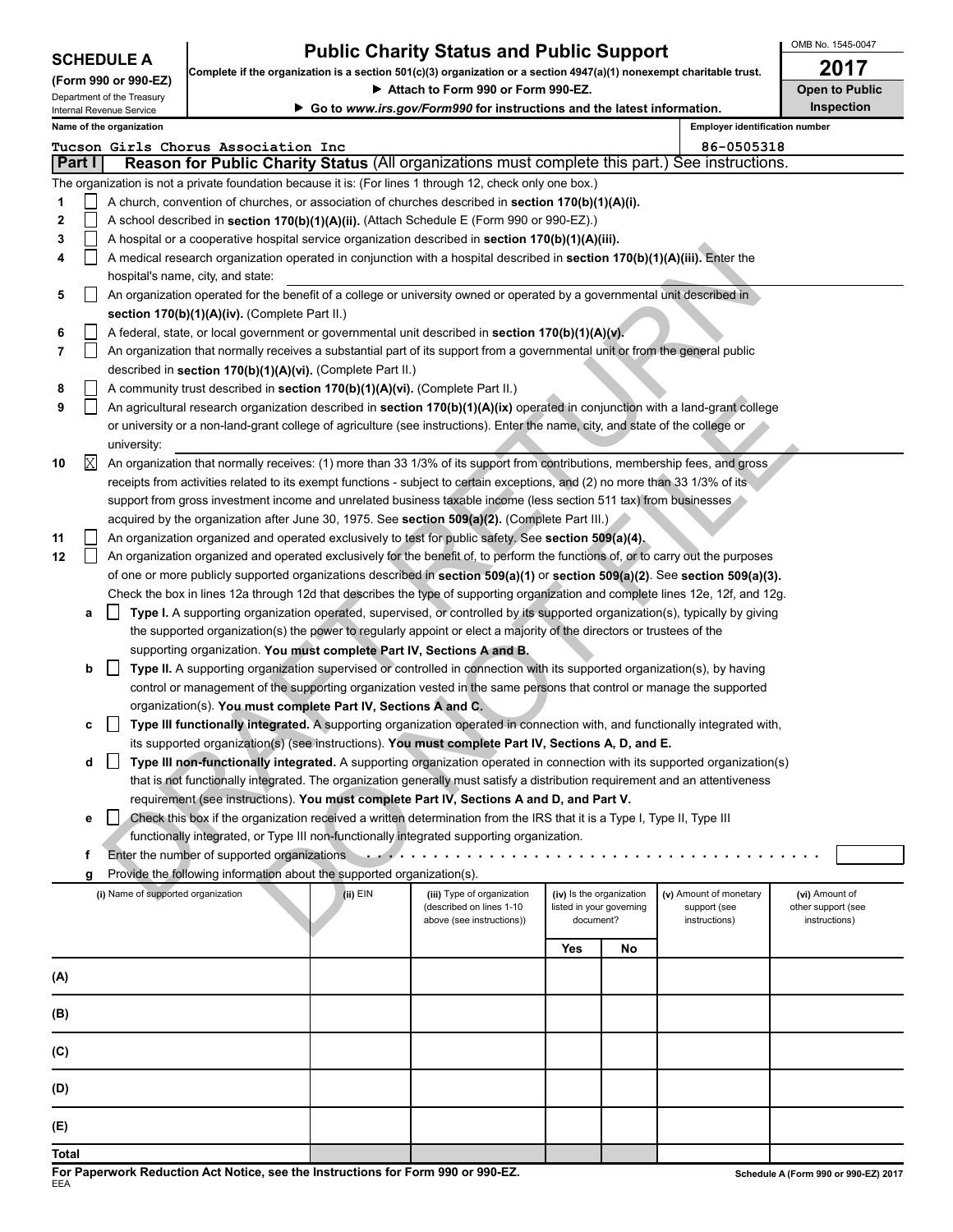**SCHEDULE A (Form 990 or 990-EZ)**

Department of the Treasury
Internal Revenue Service

# Public Charity Status and Public Support

**Complete if the organization is a section 501(c)(3) organization or a section 4947(a)(1) nonexempt charitable trust.**

▶ Attach to Form 990 or Form 990-EZ.

▶ Go to *www.irs.gov/Form990* for instructions and the latest information.

OMB No. 1545-0047

**2017**

**Open to Public Inspection**

Name of the organization: Tucson Girls Chorus Association Inc

Employer identification number: 86-0505318

## Part I — Reason for Public Charity Status (All organizations must complete this part.) See instructions.

The organization is not a private foundation because it is: (For lines 1 through 12, check only one box.)

1. ☐ A church, convention of churches, or association of churches described in **section 170(b)(1)(A)(i).**
2. ☐ A school described in **section 170(b)(1)(A)(ii).** (Attach Schedule E (Form 990 or 990-EZ).)
3. ☐ A hospital or a cooperative hospital service organization described in **section 170(b)(1)(A)(iii).**
4. ☐ A medical research organization operated in conjunction with a hospital described in **section 170(b)(1)(A)(iii).** Enter the hospital's name, city, and state:
5. ☐ An organization operated for the benefit of a college or university owned or operated by a governmental unit described in **section 170(b)(1)(A)(iv).** (Complete Part II.)
6. ☐ A federal, state, or local government or governmental unit described in **section 170(b)(1)(A)(v).**
7. ☐ An organization that normally receives a substantial part of its support from a governmental unit or from the general public described in **section 170(b)(1)(A)(vi).** (Complete Part II.)
8. ☐ A community trust described in **section 170(b)(1)(A)(vi).** (Complete Part II.)
9. ☐ An agricultural research organization described in **section 170(b)(1)(A)(ix)** operated in conjunction with a land-grant college or university or a non-land-grant college of agriculture (see instructions). Enter the name, city, and state of the college or university:
10. ☒ An organization that normally receives: (1) more than 33 1/3% of its support from contributions, membership fees, and gross receipts from activities related to its exempt functions - subject to certain exceptions, and (2) no more than 33 1/3% of its support from gross investment income and unrelated business taxable income (less section 511 tax) from businesses acquired by the organization after June 30, 1975. See **section 509(a)(2).** (Complete Part III.)
11. ☐ An organization organized and operated exclusively to test for public safety. See **section 509(a)(4).**
12. ☐ An organization organized and operated exclusively for the benefit of, to perform the functions of, or to carry out the purposes of one or more publicly supported organizations described in **section 509(a)(1)** or **section 509(a)(2).** See **section 509(a)(3).** Check the box in lines 12a through 12d that describes the type of supporting organization and complete lines 12e, 12f, and 12g.
   - **a** ☐ **Type I.** A supporting organization operated, supervised, or controlled by its supported organization(s), typically by giving the supported organization(s) the power to regularly appoint or elect a majority of the directors or trustees of the supporting organization. **You must complete Part IV, Sections A and B.**
   - **b** ☐ **Type II.** A supporting organization supervised or controlled in connection with its supported organization(s), by having control or management of the supporting organization vested in the same persons that control or manage the supported organization(s). **You must complete Part IV, Sections A and C.**
   - **c** ☐ **Type III functionally integrated.** A supporting organization operated in connection with, and functionally integrated with, its supported organization(s) (see instructions). **You must complete Part IV, Sections A, D, and E.**
   - **d** ☐ **Type III non-functionally integrated.** A supporting organization operated in connection with its supported organization(s) that is not functionally integrated. The organization generally must satisfy a distribution requirement and an attentiveness requirement (see instructions). **You must complete Part IV, Sections A and D, and Part V.**
   - **e** ☐ Check this box if the organization received a written determination from the IRS that it is a Type I, Type II, Type III functionally integrated, or Type III non-functionally integrated supporting organization.
   - **f** Enter the number of supported organizations
   - **g** Provide the following information about the supported organization(s).

| (i) Name of supported organization | (ii) EIN | (iii) Type of organization (described on lines 1-10 above (see instructions)) | (iv) Is the organization listed in your governing document? | | (v) Amount of monetary support (see instructions) | (vi) Amount of other support (see instructions) |
|---|---|---|---|---|---|---|
| | | | Yes | No | | |
| (A) | | | | | | |
| (B) | | | | | | |
| (C) | | | | | | |
| (D) | | | | | | |
| (E) | | | | | | |
| Total | | | | | | |

**For Paperwork Reduction Act Notice, see the Instructions for Form 990 or 990-EZ.**

EEA

Schedule A (Form 990 or 990-EZ) 2017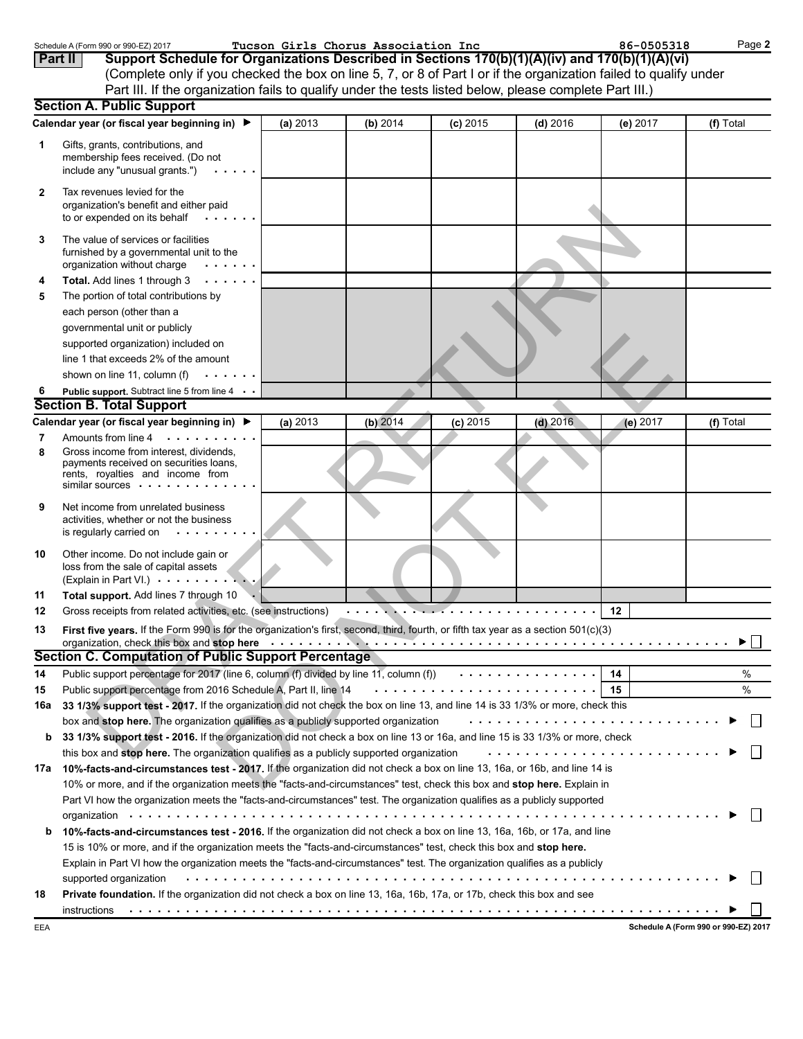Schedule A (Form 990 or 990-EZ) 2017 Tucson Girls Chorus Association Inc 86-0505318

## Part II Support Schedule for Organizations Described in Sections 170(b)(1)(A)(iv) and 170(b)(1)(A)(vi)

(Complete only if you checked the box on line 5, 7, or 8 of Part I or if the organization failed to qualify under Part III. If the organization fails to qualify under the tests listed below, please complete Part III.)

### Section A. Public Support

| | Calendar year (or fiscal year beginning in) ▶ | (a) 2013 | (b) 2014 | (c) 2015 | (d) 2016 | (e) 2017 | (f) Total |
|---|---|---|---|---|---|---|---|
| 1 | Gifts, grants, contributions, and membership fees received. (Do not include any "unusual grants.") | | | | | | |
| 2 | Tax revenues levied for the organization's benefit and either paid to or expended on its behalf | | | | | | |
| 3 | The value of services or facilities furnished by a governmental unit to the organization without charge | | | | | | |
| 4 | **Total.** Add lines 1 through 3 | | | | | | |
| 5 | The portion of total contributions by each person (other than a governmental unit or publicly supported organization) included on line 1 that exceeds 2% of the amount shown on line 11, column (f) | | | | | | |
| 6 | **Public support.** Subtract line 5 from line 4 | | | | | | |

### Section B. Total Support

| | Calendar year (or fiscal year beginning in) ▶ | (a) 2013 | (b) 2014 | (c) 2015 | (d) 2016 | (e) 2017 | (f) Total |
|---|---|---|---|---|---|---|---|
| 7 | Amounts from line 4 | | | | | | |
| 8 | Gross income from interest, dividends, payments received on securities loans, rents, royalties and income from similar sources | | | | | | |
| 9 | Net income from unrelated business activities, whether or not the business is regularly carried on | | | | | | |
| 10 | Other income. Do not include gain or loss from the sale of capital assets (Explain in Part VI.) | | | | | | |
| 11 | **Total support.** Add lines 7 through 10 | | | | | | |

12 Gross receipts from related activities, etc. (see instructions) . . . 12

13 **First five years.** If the Form 990 is for the organization's first, second, third, fourth, or fifth tax year as a section 501(c)(3) organization, check this box and **stop here** ▶ ☐

### Section C. Computation of Public Support Percentage

14 Public support percentage for 2017 (line 6, column (f) divided by line 11, column (f)) . . . 14 %

15 Public support percentage from 2016 Schedule A, Part II, line 14 . . . 15 %

16a **33 1/3% support test - 2017.** If the organization did not check the box on line 13, and line 14 is 33 1/3% or more, check this box and **stop here.** The organization qualifies as a publicly supported organization ▶ ☐

b **33 1/3% support test - 2016.** If the organization did not check a box on line 13 or 16a, and line 15 is 33 1/3% or more, check this box and **stop here.** The organization qualifies as a publicly supported organization ▶ ☐

17a **10%-facts-and-circumstances test - 2017.** If the organization did not check a box on line 13, 16a, or 16b, and line 14 is 10% or more, and if the organization meets the "facts-and-circumstances" test, check this box and **stop here.** Explain in Part VI how the organization meets the "facts-and-circumstances" test. The organization qualifies as a publicly supported organization ▶ ☐

b **10%-facts-and-circumstances test - 2016.** If the organization did not check a box on line 13, 16a, 16b, or 17a, and line 15 is 10% or more, and if the organization meets the "facts-and-circumstances" test, check this box and **stop here.** Explain in Part VI how the organization meets the "facts-and-circumstances" test. The organization qualifies as a publicly supported organization ▶ ☐

18 **Private foundation.** If the organization did not check a box on line 13, 16a, 16b, 17a, or 17b, check this box and see instructions ▶ ☐

EEA **Schedule A (Form 990 or 990-EZ) 2017**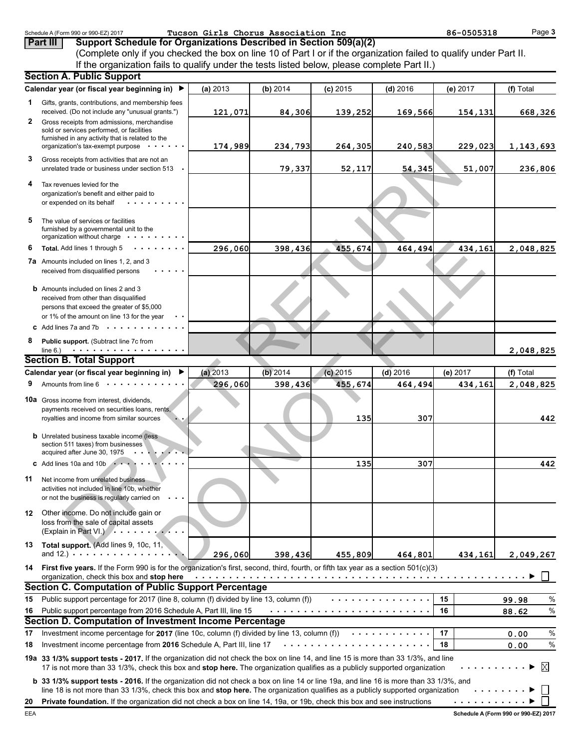Schedule A (Form 990 or 990-EZ) 2017 Tucson Girls Chorus Association Inc 86-0505318

## Part III Support Schedule for Organizations Described in Section 509(a)(2)

(Complete only if you checked the box on line 10 of Part I or if the organization failed to qualify under Part II. If the organization fails to qualify under the tests listed below, please complete Part II.)

### Section A. Public Support

| Calendar year (or fiscal year beginning in) ▶ | (a) 2013 | (b) 2014 | (c) 2015 | (d) 2016 | (e) 2017 | (f) Total |
|---|---|---|---|---|---|---|
| **1** Gifts, grants, contributions, and membership fees received. (Do not include any "unusual grants.") | 121,071 | 84,306 | 139,252 | 169,566 | 154,131 | 668,326 |
| **2** Gross receipts from admissions, merchandise sold or services performed, or facilities furnished in any activity that is related to the organization's tax-exempt purpose | 174,989 | 234,793 | 264,305 | 240,583 | 229,023 | 1,143,693 |
| **3** Gross receipts from activities that are not an unrelated trade or business under section 513 | | 79,337 | 52,117 | 54,345 | 51,007 | 236,806 |
| **4** Tax revenues levied for the organization's benefit and either paid to or expended on its behalf | | | | | | |
| **5** The value of services or facilities furnished by a governmental unit to the organization without charge | | | | | | |
| **6** **Total.** Add lines 1 through 5 | 296,060 | 398,436 | 455,674 | 464,494 | 434,161 | 2,048,825 |
| **7a** Amounts included on lines 1, 2, and 3 received from disqualified persons | | | | | | |
| **b** Amounts included on lines 2 and 3 received from other than disqualified persons that exceed the greater of $5,000 or 1% of the amount on line 13 for the year | | | | | | |
| **c** Add lines 7a and 7b | | | | | | |
| **8** **Public support.** (Subtract line 7c from line 6.) | | | | | | 2,048,825 |

### Section B. Total Support

| Calendar year (or fiscal year beginning in) ▶ | (a) 2013 | (b) 2014 | (c) 2015 | (d) 2016 | (e) 2017 | (f) Total |
|---|---|---|---|---|---|---|
| **9** Amounts from line 6 | 296,060 | 398,436 | 455,674 | 464,494 | 434,161 | 2,048,825 |
| **10a** Gross income from interest, dividends, payments received on securities loans, rents, royalties and income from similar sources | | | 135 | 307 | | 442 |
| **b** Unrelated business taxable income (less section 511 taxes) from businesses acquired after June 30, 1975 | | | | | | |
| **c** Add lines 10a and 10b | | | 135 | 307 | | 442 |
| **11** Net income from unrelated business activities not included in line 10b, whether or not the business is regularly carried on | | | | | | |
| **12** Other income. Do not include gain or loss from the sale of capital assets (Explain in Part VI.) | | | | | | |
| **13** **Total support.** (Add lines 9, 10c, 11, and 12.) | 296,060 | 398,436 | 455,809 | 464,801 | 434,161 | 2,049,267 |

**14** **First five years.** If the Form 990 is for the organization's first, second, third, fourth, or fifth tax year as a section 501(c)(3) organization, check this box and **stop here** ▶ ☐

### Section C. Computation of Public Support Percentage

| | | | |
|---|---|---|---|
| **15** | Public support percentage for 2017 (line 8, column (f) divided by line 13, column (f)) | 15 | 99.98 % |
| **16** | Public support percentage from 2016 Schedule A, Part III, line 15 | 16 | 88.62 % |

### Section D. Computation of Investment Income Percentage

| | | | |
|---|---|---|---|
| **17** | Investment income percentage for **2017** (line 10c, column (f) divided by line 13, column (f)) | 17 | 0.00 % |
| **18** | Investment income percentage from **2016** Schedule A, Part III, line 17 | 18 | 0.00 % |

**19a** **33 1/3% support tests - 2017.** If the organization did not check the box on line 14, and line 15 is more than 33 1/3%, and line 17 is not more than 33 1/3%, check this box and **stop here.** The organization qualifies as a publicly supported organization ▶ ☒

**b** **33 1/3% support tests - 2016.** If the organization did not check a box on line 14 or line 19a, and line 16 is more than 33 1/3%, and line 18 is not more than 33 1/3%, check this box and **stop here.** The organization qualifies as a publicly supported organization ▶ ☐

**20** **Private foundation.** If the organization did not check a box on line 14, 19a, or 19b, check this box and see instructions ▶ ☐

EEA Schedule A (Form 990 or 990-EZ) 2017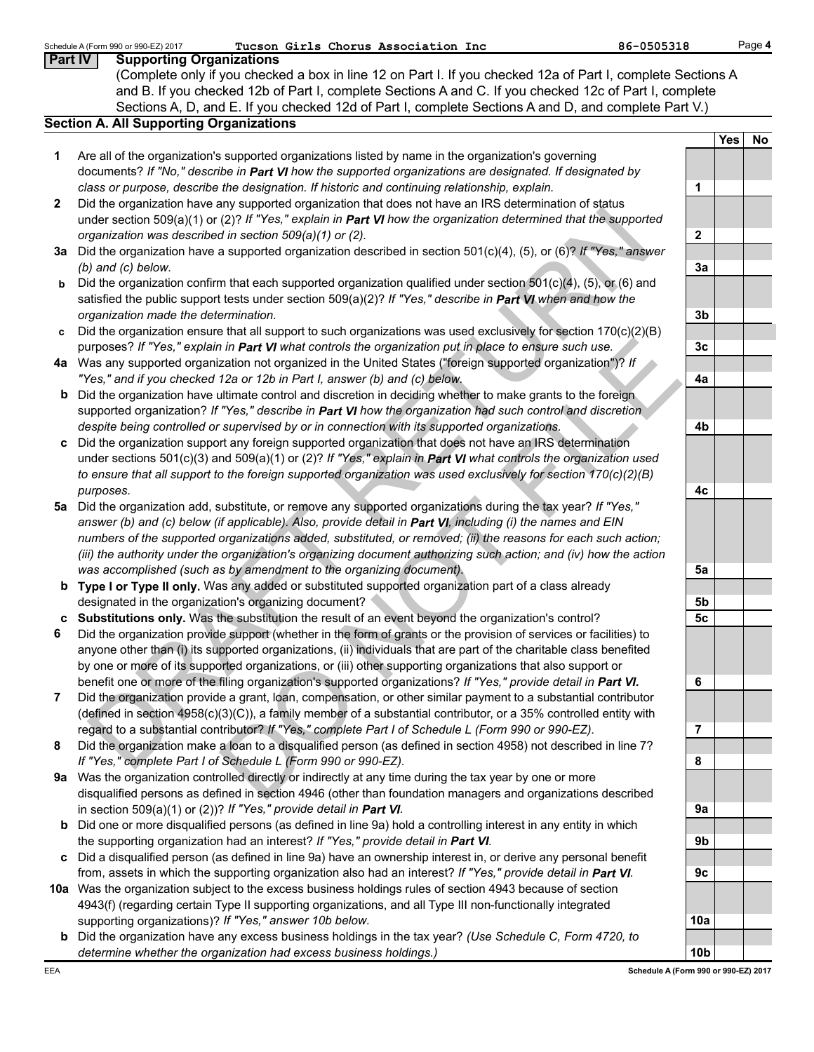Schedule A (Form 990 or 990-EZ) 2017 Tucson Girls Chorus Association Inc 86-0505318

## Part IV Supporting Organizations

(Complete only if you checked a box in line 12 on Part I. If you checked 12a of Part I, complete Sections A and B. If you checked 12b of Part I, complete Sections A and C. If you checked 12c of Part I, complete Sections A, D, and E. If you checked 12d of Part I, complete Sections A and D, and complete Part V.)

### Section A. All Supporting Organizations

| | | | Yes | No |
|---|---|---|---|---|
| **1** | Are all of the organization's supported organizations listed by name in the organization's governing documents? *If "No," describe in **Part VI** how the supported organizations are designated. If designated by class or purpose, describe the designation. If historic and continuing relationship, explain.* | 1 | | |
| **2** | Did the organization have any supported organization that does not have an IRS determination of status under section 509(a)(1) or (2)? *If "Yes," explain in **Part VI** how the organization determined that the supported organization was described in section 509(a)(1) or (2).* | 2 | | |
| **3a** | Did the organization have a supported organization described in section 501(c)(4), (5), or (6)? *If "Yes," answer (b) and (c) below.* | 3a | | |
| **b** | Did the organization confirm that each supported organization qualified under section 501(c)(4), (5), or (6) and satisfied the public support tests under section 509(a)(2)? *If "Yes," describe in **Part VI** when and how the organization made the determination.* | 3b | | |
| **c** | Did the organization ensure that all support to such organizations was used exclusively for section 170(c)(2)(B) purposes? *If "Yes," explain in **Part VI** what controls the organization put in place to ensure such use.* | 3c | | |
| **4a** | Was any supported organization not organized in the United States ("foreign supported organization")? *If "Yes," and if you checked 12a or 12b in Part I, answer (b) and (c) below.* | 4a | | |
| **b** | Did the organization have ultimate control and discretion in deciding whether to make grants to the foreign supported organization? *If "Yes," describe in **Part VI** how the organization had such control and discretion despite being controlled or supervised by or in connection with its supported organizations.* | 4b | | |
| **c** | Did the organization support any foreign supported organization that does not have an IRS determination under sections 501(c)(3) and 509(a)(1) or (2)? *If "Yes," explain in **Part VI** what controls the organization used to ensure that all support to the foreign supported organization was used exclusively for section 170(c)(2)(B) purposes.* | 4c | | |
| **5a** | Did the organization add, substitute, or remove any supported organizations during the tax year? *If "Yes," answer (b) and (c) below (if applicable). Also, provide detail in **Part VI**, including (i) the names and EIN numbers of the supported organizations added, substituted, or removed; (ii) the reasons for each such action; (iii) the authority under the organization's organizing document authorizing such action; and (iv) how the action was accomplished (such as by amendment to the organizing document).* | 5a | | |
| **b** | **Type I or Type II only.** Was any added or substituted supported organization part of a class already designated in the organization's organizing document? | 5b | | |
| **c** | **Substitutions only.** Was the substitution the result of an event beyond the organization's control? | 5c | | |
| **6** | Did the organization provide support (whether in the form of grants or the provision of services or facilities) to anyone other than (i) its supported organizations, (ii) individuals that are part of the charitable class benefited by one or more of its supported organizations, or (iii) other supporting organizations that also support or benefit one or more of the filing organization's supported organizations? *If "Yes," provide detail in **Part VI.*** | 6 | | |
| **7** | Did the organization provide a grant, loan, compensation, or other similar payment to a substantial contributor (defined in section 4958(c)(3)(C)), a family member of a substantial contributor, or a 35% controlled entity with regard to a substantial contributor? *If "Yes," complete Part I of Schedule L (Form 990 or 990-EZ).* | 7 | | |
| **8** | Did the organization make a loan to a disqualified person (as defined in section 4958) not described in line 7? *If "Yes," complete Part I of Schedule L (Form 990 or 990-EZ).* | 8 | | |
| **9a** | Was the organization controlled directly or indirectly at any time during the tax year by one or more disqualified persons as defined in section 4946 (other than foundation managers and organizations described in section 509(a)(1) or (2))? *If "Yes," provide detail in **Part VI**.* | 9a | | |
| **b** | Did one or more disqualified persons (as defined in line 9a) hold a controlling interest in any entity in which the supporting organization had an interest? *If "Yes," provide detail in **Part VI**.* | 9b | | |
| **c** | Did a disqualified person (as defined in line 9a) have an ownership interest in, or derive any personal benefit from, assets in which the supporting organization also had an interest? *If "Yes," provide detail in **Part VI**.* | 9c | | |
| **10a** | Was the organization subject to the excess business holdings rules of section 4943 because of section 4943(f) (regarding certain Type II supporting organizations, and all Type III non-functionally integrated supporting organizations)? *If "Yes," answer 10b below.* | 10a | | |
| **b** | Did the organization have any excess business holdings in the tax year? *(Use Schedule C, Form 4720, to determine whether the organization had excess business holdings.)* | 10b | | |

EEA Schedule A (Form 990 or 990-EZ) 2017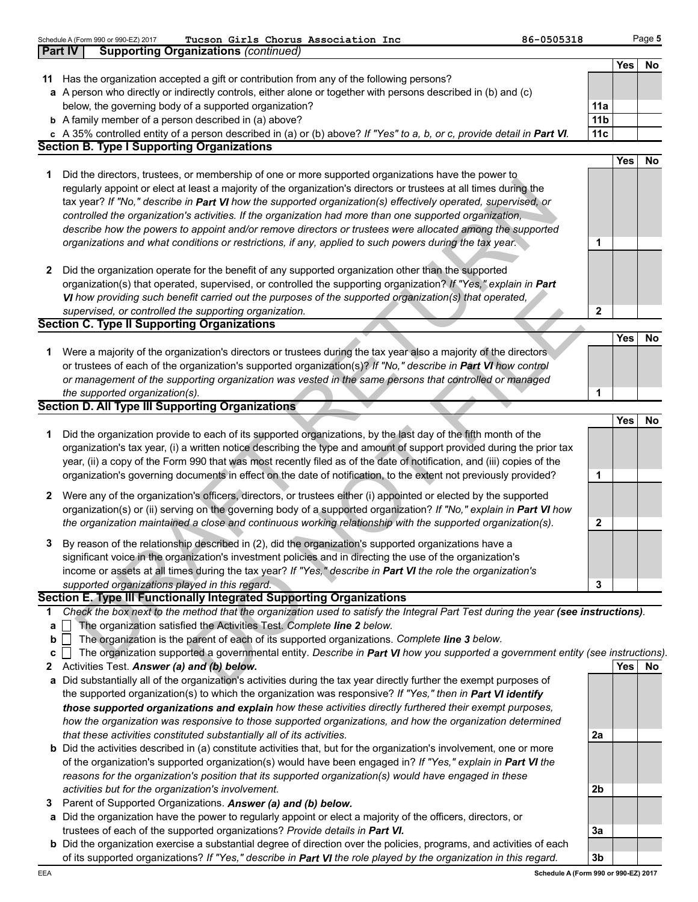Schedule A (Form 990 or 990-EZ) 2017 Tucson Girls Chorus Association Inc 86-0505318

## Part IV Supporting Organizations *(continued)*

| | | | Yes | No |
|---|---|---|---|---|
| **11** | Has the organization accepted a gift or contribution from any of the following persons? | | | |
| **a** | A person who directly or indirectly controls, either alone or together with persons described in (b) and (c) below, the governing body of a supported organization? | 11a | | |
| **b** | A family member of a person described in (a) above? | 11b | | |
| **c** | A 35% controlled entity of a person described in (a) or (b) above? *If "Yes" to a, b, or c, provide detail in **Part VI**.* | 11c | | |

### Section B. Type I Supporting Organizations

| | | | Yes | No |
|---|---|---|---|---|
| **1** | Did the directors, trustees, or membership of one or more supported organizations have the power to regularly appoint or elect at least a majority of the organization's directors or trustees at all times during the tax year? *If "No," describe in **Part VI** how the supported organization(s) effectively operated, supervised, or controlled the organization's activities. If the organization had more than one supported organization, describe how the powers to appoint and/or remove directors or trustees were allocated among the supported organizations and what conditions or restrictions, if any, applied to such powers during the tax year.* | 1 | | |
| **2** | Did the organization operate for the benefit of any supported organization other than the supported organization(s) that operated, supervised, or controlled the supporting organization? *If "Yes," explain in **Part VI** how providing such benefit carried out the purposes of the supported organization(s) that operated, supervised, or controlled the supporting organization.* | 2 | | |

### Section C. Type II Supporting Organizations

| | | | Yes | No |
|---|---|---|---|---|
| **1** | Were a majority of the organization's directors or trustees during the tax year also a majority of the directors or trustees of each of the organization's supported organization(s)? *If "No," describe in **Part VI** how control or management of the supporting organization was vested in the same persons that controlled or managed the supported organization(s).* | 1 | | |

### Section D. All Type III Supporting Organizations

| | | | Yes | No |
|---|---|---|---|---|
| **1** | Did the organization provide to each of its supported organizations, by the last day of the fifth month of the organization's tax year, (i) a written notice describing the type and amount of support provided during the prior tax year, (ii) a copy of the Form 990 that was most recently filed as of the date of notification, and (iii) copies of the organization's governing documents in effect on the date of notification, to the extent not previously provided? | 1 | | |
| **2** | Were any of the organization's officers, directors, or trustees either (i) appointed or elected by the supported organization(s) or (ii) serving on the governing body of a supported organization? *If "No," explain in **Part VI** how the organization maintained a close and continuous working relationship with the supported organization(s).* | 2 | | |
| **3** | By reason of the relationship described in (2), did the organization's supported organizations have a significant voice in the organization's investment policies and in directing the use of the organization's income or assets at all times during the tax year? *If "Yes," describe in **Part VI** the role the organization's supported organizations played in this regard.* | 3 | | |

### Section E. Type III Functionally Integrated Supporting Organizations

**1** *Check the box next to the method that the organization used to satisfy the Integral Part Test during the year **(see instructions)**.*

- **a** ☐ The organization satisfied the Activities Test. *Complete **line 2** below.*
- **b** ☐ The organization is the parent of each of its supported organizations. *Complete **line 3** below.*
- **c** ☐ The organization supported a governmental entity. *Describe in **Part VI** how you supported a government entity (see instructions).*

| | | | Yes | No |
|---|---|---|---|---|
| **2** | Activities Test. ***Answer (a) and (b) below.*** | | | |
| **a** | Did substantially all of the organization's activities during the tax year directly further the exempt purposes of the supported organization(s) to which the organization was responsive? *If "Yes," then in **Part VI identify those supported organizations and explain** how these activities directly furthered their exempt purposes, how the organization was responsive to those supported organizations, and how the organization determined that these activities constituted substantially all of its activities.* | 2a | | |
| **b** | Did the activities described in (a) constitute activities that, but for the organization's involvement, one or more of the organization's supported organization(s) would have been engaged in? *If "Yes," explain in **Part VI** the reasons for the organization's position that its supported organization(s) would have engaged in these activities but for the organization's involvement.* | 2b | | |
| **3** | Parent of Supported Organizations. ***Answer (a) and (b) below.*** | | | |
| **a** | Did the organization have the power to regularly appoint or elect a majority of the officers, directors, or trustees of each of the supported organizations? *Provide details in **Part VI**.* | 3a | | |
| **b** | Did the organization exercise a substantial degree of direction over the policies, programs, and activities of each of its supported organizations? *If "Yes," describe in **Part VI** the role played by the organization in this regard.* | 3b | | |

Schedule A (Form 990 or 990-EZ) 2017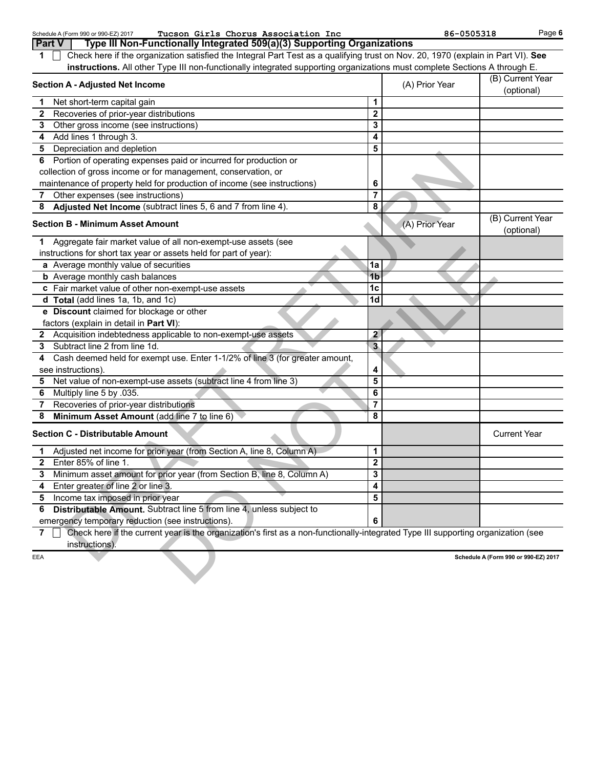Schedule A (Form 990 or 990-EZ) 2017 Tucson Girls Chorus Association Inc 86-0505318

## Part V Type III Non-Functionally Integrated 509(a)(3) Supporting Organizations

**1** ☐ Check here if the organization satisfied the Integral Part Test as a qualifying trust on Nov. 20, 1970 (explain in Part VI). **See instructions.** All other Type III non-functionally integrated supporting organizations must complete Sections A through E.

| Section A - Adjusted Net Income | | (A) Prior Year | (B) Current Year (optional) |
|---|---|---|---|
| 1 Net short-term capital gain | 1 | | |
| 2 Recoveries of prior-year distributions | 2 | | |
| 3 Other gross income (see instructions) | 3 | | |
| 4 Add lines 1 through 3. | 4 | | |
| 5 Depreciation and depletion | 5 | | |
| 6 Portion of operating expenses paid or incurred for production or collection of gross income or for management, conservation, or maintenance of property held for production of income (see instructions) | 6 | | |
| 7 Other expenses (see instructions) | 7 | | |
| 8 **Adjusted Net Income** (subtract lines 5, 6 and 7 from line 4). | 8 | | |

| Section B - Minimum Asset Amount | | (A) Prior Year | (B) Current Year (optional) |
|---|---|---|---|
| 1 Aggregate fair market value of all non-exempt-use assets (see instructions for short tax year or assets held for part of year): | | | |
| a Average monthly value of securities | 1a | | |
| b Average monthly cash balances | 1b | | |
| c Fair market value of other non-exempt-use assets | 1c | | |
| d **Total** (add lines 1a, 1b, and 1c) | 1d | | |
| e **Discount** claimed for blockage or other factors (explain in detail in **Part VI**): | | | |
| 2 Acquisition indebtedness applicable to non-exempt-use assets | 2 | | |
| 3 Subtract line 2 from line 1d. | 3 | | |
| 4 Cash deemed held for exempt use. Enter 1-1/2% of line 3 (for greater amount, see instructions). | 4 | | |
| 5 Net value of non-exempt-use assets (subtract line 4 from line 3) | 5 | | |
| 6 Multiply line 5 by .035. | 6 | | |
| 7 Recoveries of prior-year distributions | 7 | | |
| 8 **Minimum Asset Amount** (add line 7 to line 6) | 8 | | |

| Section C - Distributable Amount | | | Current Year |
|---|---|---|---|
| 1 Adjusted net income for prior year (from Section A, line 8, Column A) | 1 | | |
| 2 Enter 85% of line 1. | 2 | | |
| 3 Minimum asset amount for prior year (from Section B, line 8, Column A) | 3 | | |
| 4 Enter greater of line 2 or line 3. | 4 | | |
| 5 Income tax imposed in prior year | 5 | | |
| 6 **Distributable Amount.** Subtract line 5 from line 4, unless subject to emergency temporary reduction (see instructions). | 6 | | |

**7** ☐ Check here if the current year is the organization's first as a non-functionally-integrated Type III supporting organization (see instructions).

EEA Schedule A (Form 990 or 990-EZ) 2017

DRAFT RETURN DO NOT FILE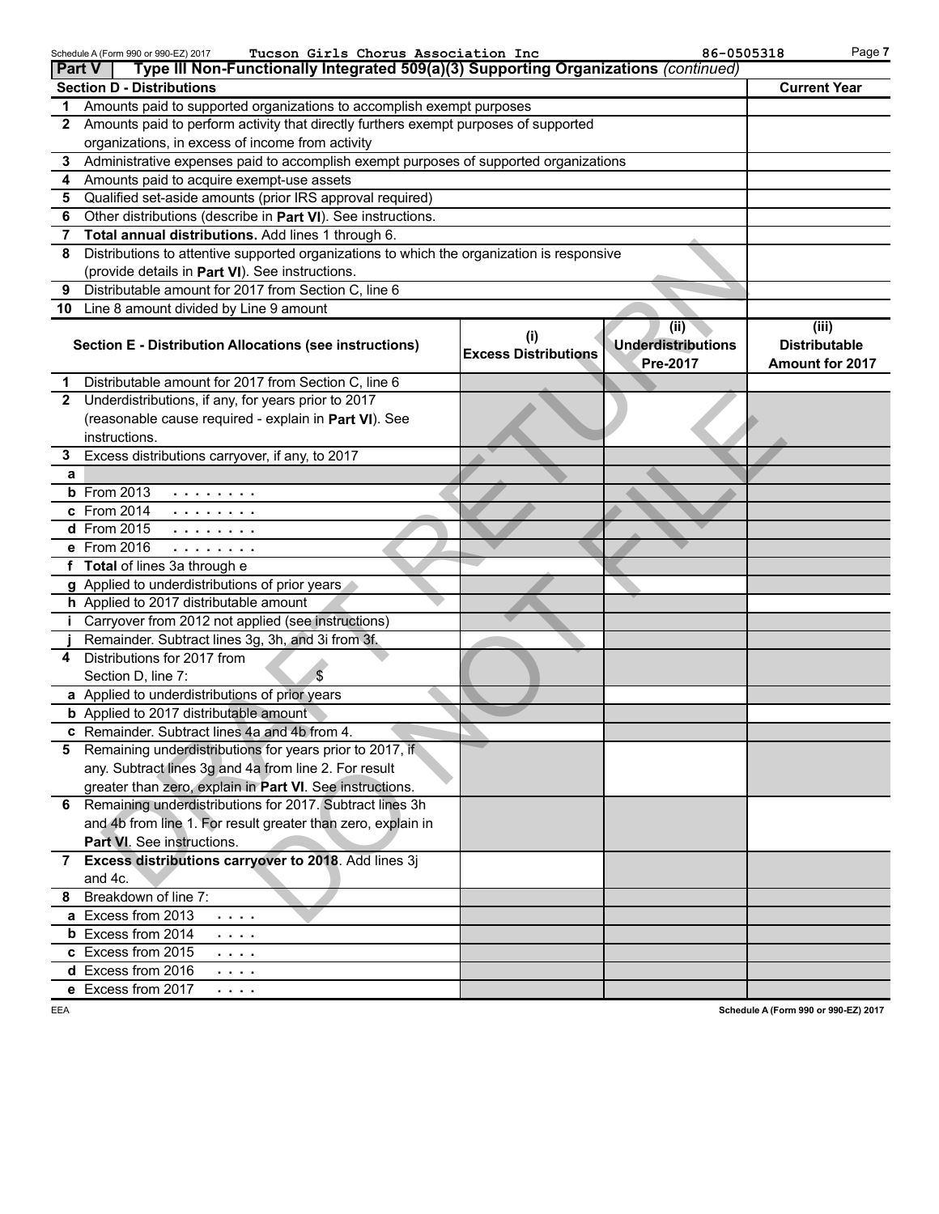Schedule A (Form 990 or 990-EZ) 2017 Tucson Girls Chorus Association Inc 86-0505318

**Part V** Type III Non-Functionally Integrated 509(a)(3) Supporting Organizations *(continued)*

| **Section D - Distributions** | **Current Year** |
|---|---|
| **1** Amounts paid to supported organizations to accomplish exempt purposes | |
| **2** Amounts paid to perform activity that directly furthers exempt purposes of supported organizations, in excess of income from activity | |
| **3** Administrative expenses paid to accomplish exempt purposes of supported organizations | |
| **4** Amounts paid to acquire exempt-use assets | |
| **5** Qualified set-aside amounts (prior IRS approval required) | |
| **6** Other distributions (describe in **Part VI**). See instructions. | |
| **7** **Total annual distributions.** Add lines 1 through 6. | |
| **8** Distributions to attentive supported organizations to which the organization is responsive (provide details in **Part VI**). See instructions. | |
| **9** Distributable amount for 2017 from Section C, line 6 | |
| **10** Line 8 amount divided by Line 9 amount | |

| **Section E - Distribution Allocations (see instructions)** | **(i) Excess Distributions** | **(ii) Underdistributions Pre-2017** | **(iii) Distributable Amount for 2017** |
|---|---|---|---|
| **1** Distributable amount for 2017 from Section C, line 6 | | | |
| **2** Underdistributions, if any, for years prior to 2017 (reasonable cause required - explain in **Part VI**). See instructions. | | | |
| **3** Excess distributions carryover, if any, to 2017 | | | |
| **a** | | | |
| **b** From 2013 | | | |
| **c** From 2014 | | | |
| **d** From 2015 | | | |
| **e** From 2016 | | | |
| **f** **Total** of lines 3a through e | | | |
| **g** Applied to underdistributions of prior years | | | |
| **h** Applied to 2017 distributable amount | | | |
| **i** Carryover from 2012 not applied (see instructions) | | | |
| **j** Remainder. Subtract lines 3g, 3h, and 3i from 3f. | | | |
| **4** Distributions for 2017 from Section D, line 7: $ | | | |
| **a** Applied to underdistributions of prior years | | | |
| **b** Applied to 2017 distributable amount | | | |
| **c** Remainder. Subtract lines 4a and 4b from 4. | | | |
| **5** Remaining underdistributions for years prior to 2017, if any. Subtract lines 3g and 4a from line 2. For result greater than zero, explain in **Part VI**. See instructions. | | | |
| **6** Remaining underdistributions for 2017. Subtract lines 3h and 4b from line 1. For result greater than zero, explain in **Part VI**. See instructions. | | | |
| **7** **Excess distributions carryover to 2018**. Add lines 3j and 4c. | | | |
| **8** Breakdown of line 7: | | | |
| **a** Excess from 2013 | | | |
| **b** Excess from 2014 | | | |
| **c** Excess from 2015 | | | |
| **d** Excess from 2016 | | | |
| **e** Excess from 2017 | | | |

DRAFT RETURN DO NOT FILE

EEA Schedule A (Form 990 or 990-EZ) 2017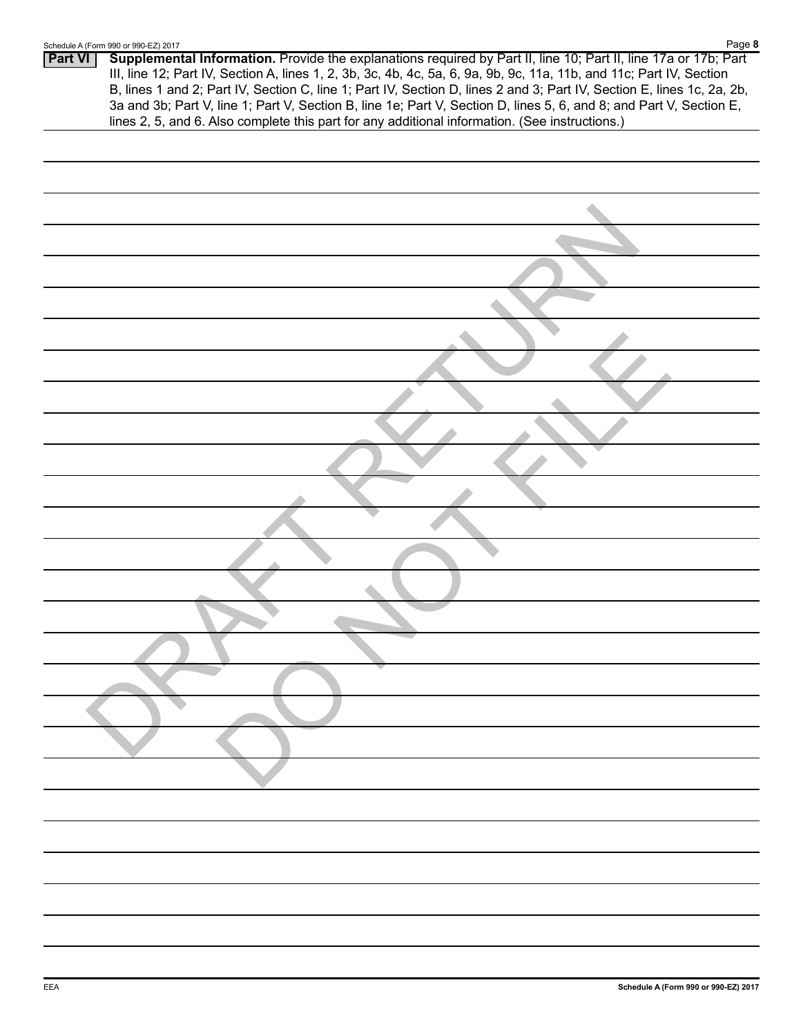**Part VI** **Supplemental Information.** Provide the explanations required by Part II, line 10; Part II, line 17a or 17b; Part III, line 12; Part IV, Section A, lines 1, 2, 3b, 3c, 4b, 4c, 5a, 6, 9a, 9b, 9c, 11a, 11b, and 11c; Part IV, Section B, lines 1 and 2; Part IV, Section C, line 1; Part IV, Section D, lines 2 and 3; Part IV, Section E, lines 1c, 2a, 2b, 3a and 3b; Part V, line 1; Part V, Section B, line 1e; Part V, Section D, lines 5, 6, and 8; and Part V, Section E, lines 2, 5, and 6. Also complete this part for any additional information. (See instructions.)

DRAFT RETURN DO NOT FILE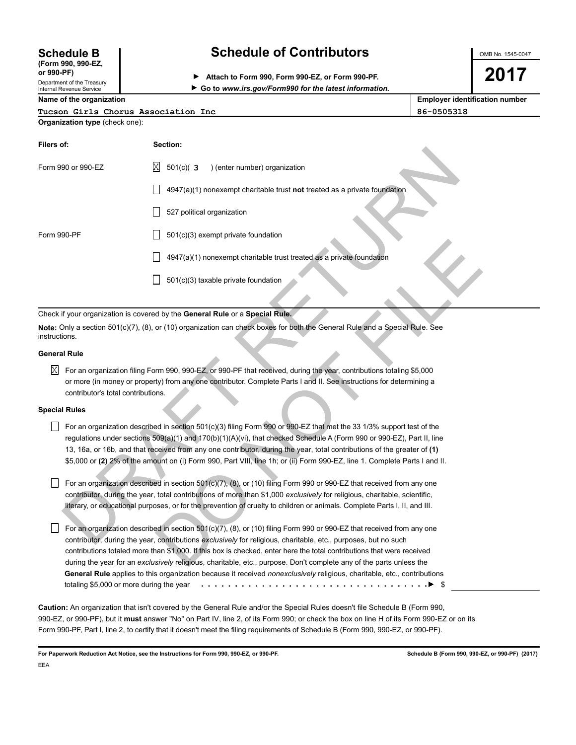# Schedule B (Form 990, 990-EZ, or 990-PF)

Department of the Treasury
Internal Revenue Service

## Schedule of Contributors

▶ **Attach to Form 990, Form 990-EZ, or Form 990-PF.**
▶ **Go to *www.irs.gov/Form990* for the latest information.**

OMB No. 1545-0047

**2017**

| Name of the organization | Employer identification number |
|---|---|
| Tucson Girls Chorus Association Inc | 86-0505318 |

**Organization type** (check one):

| Filers of: | Section: |
|---|---|
| Form 990 or 990-EZ | ☒ 501(c)( 3 ) (enter number) organization |
| | ☐ 4947(a)(1) nonexempt charitable trust **not** treated as a private foundation |
| | ☐ 527 political organization |
| Form 990-PF | ☐ 501(c)(3) exempt private foundation |
| | ☐ 4947(a)(1) nonexempt charitable trust treated as a private foundation |
| | ☐ 501(c)(3) taxable private foundation |

Check if your organization is covered by the **General Rule** or a **Special Rule.**

**Note:** Only a section 501(c)(7), (8), or (10) organization can check boxes for both the General Rule and a Special Rule. See instructions.

### General Rule

☒ For an organization filing Form 990, 990-EZ, or 990-PF that received, during the year, contributions totaling $5,000 or more (in money or property) from any one contributor. Complete Parts I and II. See instructions for determining a contributor's total contributions.

### Special Rules

☐ For an organization described in section 501(c)(3) filing Form 990 or 990-EZ that met the 33 1/3% support test of the regulations under sections 509(a)(1) and 170(b)(1)(A)(vi), that checked Schedule A (Form 990 or 990-EZ), Part II, line 13, 16a, or 16b, and that received from any one contributor, during the year, total contributions of the greater of **(1)** $5,000 or **(2)** 2% of the amount on (i) Form 990, Part VIII, line 1h; or (ii) Form 990-EZ, line 1. Complete Parts I and II.

☐ For an organization described in section 501(c)(7), (8), or (10) filing Form 990 or 990-EZ that received from any one contributor, during the year, total contributions of more than $1,000 *exclusively* for religious, charitable, scientific, literary, or educational purposes, or for the prevention of cruelty to children or animals. Complete Parts I, II, and III.

☐ For an organization described in section 501(c)(7), (8), or (10) filing Form 990 or 990-EZ that received from any one contributor, during the year, contributions *exclusively* for religious, charitable, etc., purposes, but no such contributions totaled more than $1,000. If this box is checked, enter here the total contributions that were received during the year for an *exclusively* religious, charitable, etc., purpose. Don't complete any of the parts unless the **General Rule** applies to this organization because it received *nonexclusively* religious, charitable, etc., contributions totaling $5,000 or more during the year . . . . . . . . . . . . . . . . . . . . . . . . . . . . . . . . . ▶ $

**Caution:** An organization that isn't covered by the General Rule and/or the Special Rules doesn't file Schedule B (Form 990, 990-EZ, or 990-PF), but it **must** answer "No" on Part IV, line 2, of its Form 990; or check the box on line H of its Form 990-EZ or on its Form 990-PF, Part I, line 2, to certify that it doesn't meet the filing requirements of Schedule B (Form 990, 990-EZ, or 990-PF).

**For Paperwork Reduction Act Notice, see the Instructions for Form 990, 990-EZ, or 990-PF.** **Schedule B (Form 990, 990-EZ, or 990-PF) (2017)**

EEA

DRAFT RETURN DO NOT FILE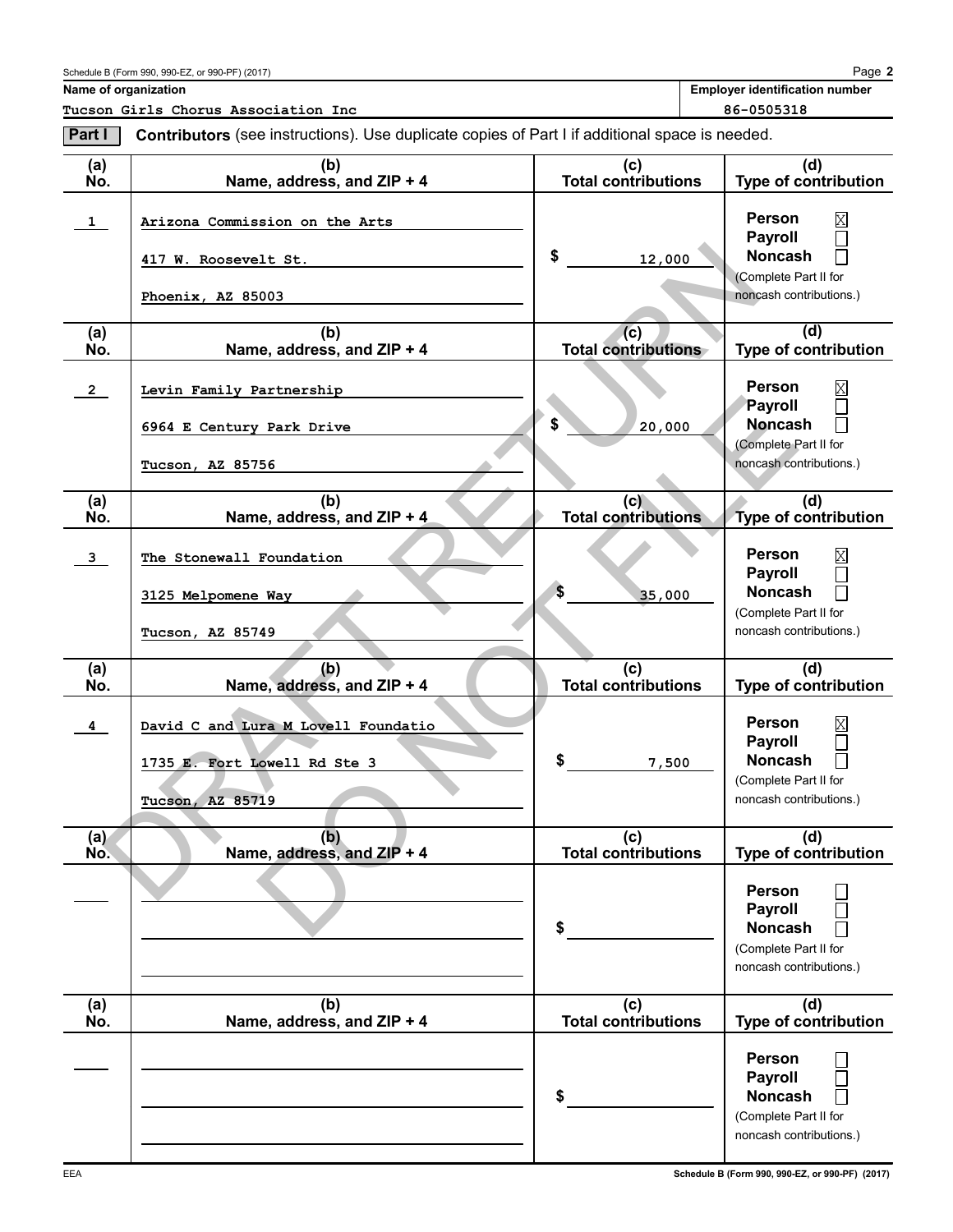Schedule B (Form 990, 990-EZ, or 990-PF) (2017)

**Name of organization**

Tucson Girls Chorus Association Inc

**Employer identification number**

86-0505318

**Part I** **Contributors** (see instructions). Use duplicate copies of Part I if additional space is needed.

| (a) No. | (b) Name, address, and ZIP + 4 | (c) Total contributions | (d) Type of contribution |
|---|---|---|---|
| 1 | Arizona Commission on the Arts<br>417 W. Roosevelt St.<br>Phoenix, AZ 85003 | $ 12,000 | Person ☒<br>Payroll ☐<br>Noncash ☐<br>(Complete Part II for noncash contributions.) |
| 2 | Levin Family Partnership<br>6964 E Century Park Drive<br>Tucson, AZ 85756 | $ 20,000 | Person ☒<br>Payroll ☐<br>Noncash ☐<br>(Complete Part II for noncash contributions.) |
| 3 | The Stonewall Foundation<br>3125 Melpomene Way<br>Tucson, AZ 85749 | $ 35,000 | Person ☒<br>Payroll ☐<br>Noncash ☐<br>(Complete Part II for noncash contributions.) |
| 4 | David C and Lura M Lovell Foundatio<br>1735 E. Fort Lowell Rd Ste 3<br>Tucson, AZ 85719 | $ 7,500 | Person ☒<br>Payroll ☐<br>Noncash ☐<br>(Complete Part II for noncash contributions.) |
| | | $ | Person ☐<br>Payroll ☐<br>Noncash ☐<br>(Complete Part II for noncash contributions.) |
| | | $ | Person ☐<br>Payroll ☐<br>Noncash ☐<br>(Complete Part II for noncash contributions.) |

DRAFT RETURN DO NOT FILE

EEA

Schedule B (Form 990, 990-EZ, or 990-PF) (2017)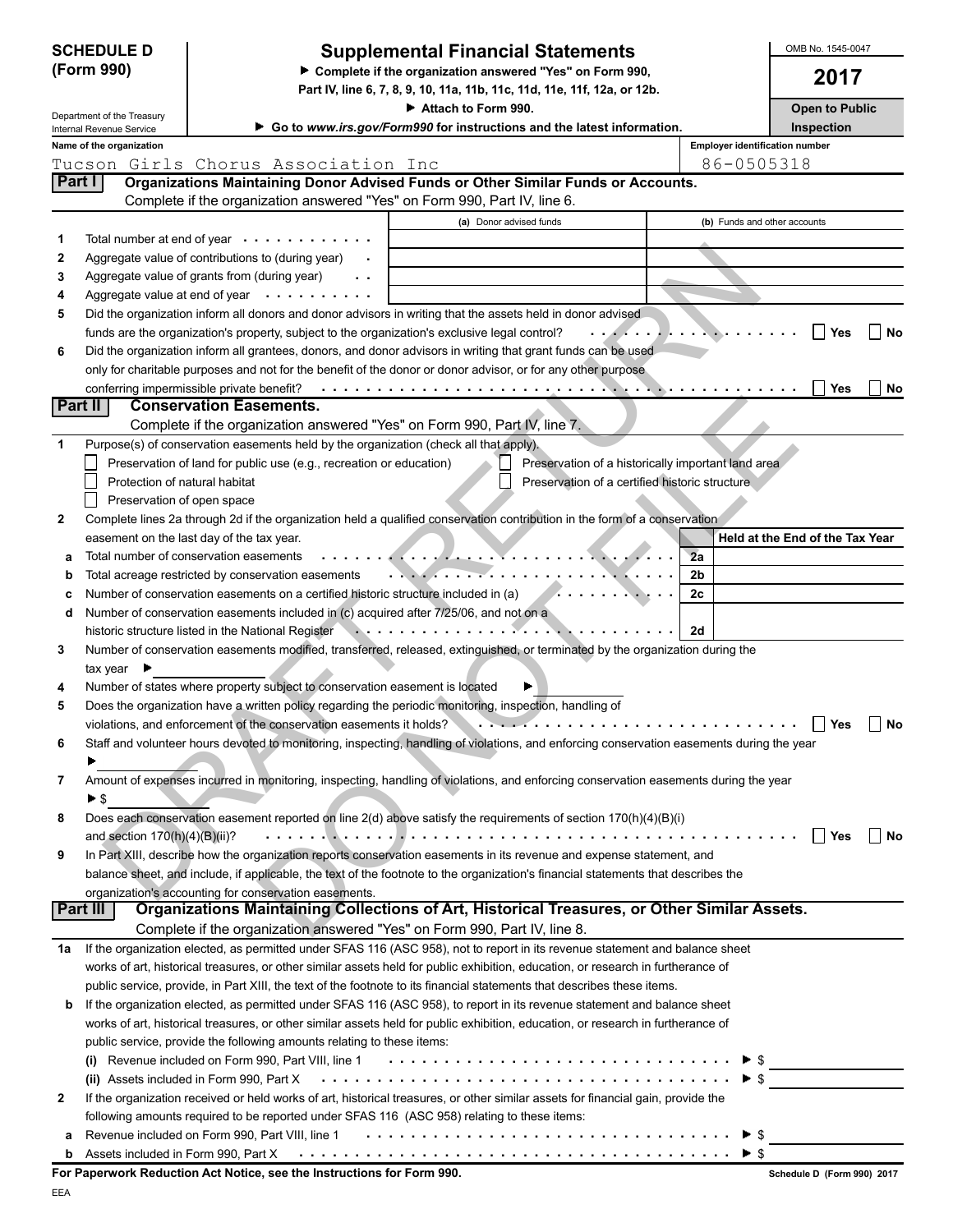**SCHEDULE D (Form 990)**

Department of the Treasury
Internal Revenue Service

# Supplemental Financial Statements

▶ Complete if the organization answered "Yes" on Form 990, Part IV, line 6, 7, 8, 9, 10, 11a, 11b, 11c, 11d, 11e, 11f, 12a, or 12b.

▶ Attach to Form 990.

▶ Go to www.irs.gov/Form990 for instructions and the latest information.

OMB No. 1545-0047

**2017**

**Open to Public Inspection**

Name of the organization: Tucson Girls Chorus Association Inc

Employer identification number: 86-0505318

DRAFT RETURN DO NOT FILE

## Part I Organizations Maintaining Donor Advised Funds or Other Similar Funds or Accounts.

Complete if the organization answered "Yes" on Form 990, Part IV, line 6.

| | | (a) Donor advised funds | (b) Funds and other accounts |
|---|---|---|---|
| 1 | Total number at end of year | | |
| 2 | Aggregate value of contributions to (during year) | | |
| 3 | Aggregate value of grants from (during year) | | |
| 4 | Aggregate value at end of year | | |

5 Did the organization inform all donors and donor advisors in writing that the assets held in donor advised funds are the organization's property, subject to the organization's exclusive legal control? ☐ Yes ☐ No

6 Did the organization inform all grantees, donors, and donor advisors in writing that grant funds can be used only for charitable purposes and not for the benefit of the donor or donor advisor, or for any other purpose conferring impermissible private benefit? ☐ Yes ☐ No

## Part II Conservation Easements.

Complete if the organization answered "Yes" on Form 990, Part IV, line 7.

1 Purpose(s) of conservation easements held by the organization (check all that apply).

- ☐ Preservation of land for public use (e.g., recreation or education)
- ☐ Preservation of a historically important land area
- ☐ Protection of natural habitat
- ☐ Preservation of a certified historic structure
- ☐ Preservation of open space

2 Complete lines 2a through 2d if the organization held a qualified conservation contribution in the form of a conservation easement on the last day of the tax year.

| | | | Held at the End of the Tax Year |
|---|---|---|---|
| a | Total number of conservation easements | 2a | |
| b | Total acreage restricted by conservation easements | 2b | |
| c | Number of conservation easements on a certified historic structure included in (a) | 2c | |
| d | Number of conservation easements included in (c) acquired after 7/25/06, and not on a historic structure listed in the National Register | 2d | |

3 Number of conservation easements modified, transferred, released, extinguished, or terminated by the organization during the tax year ▶

4 Number of states where property subject to conservation easement is located ▶

5 Does the organization have a written policy regarding the periodic monitoring, inspection, handling of violations, and enforcement of the conservation easements it holds? ☐ Yes ☐ No

6 Staff and volunteer hours devoted to monitoring, inspecting, handling of violations, and enforcing conservation easements during the year ▶

7 Amount of expenses incurred in monitoring, inspecting, handling of violations, and enforcing conservation easements during the year ▶ $

8 Does each conservation easement reported on line 2(d) above satisfy the requirements of section 170(h)(4)(B)(i) and section 170(h)(4)(B)(ii)? ☐ Yes ☐ No

9 In Part XIII, describe how the organization reports conservation easements in its revenue and expense statement, and balance sheet, and include, if applicable, the text of the footnote to the organization's financial statements that describes the organization's accounting for conservation easements.

## Part III Organizations Maintaining Collections of Art, Historical Treasures, or Other Similar Assets.

Complete if the organization answered "Yes" on Form 990, Part IV, line 8.

1a If the organization elected, as permitted under SFAS 116 (ASC 958), not to report in its revenue statement and balance sheet works of art, historical treasures, or other similar assets held for public exhibition, education, or research in furtherance of public service, provide, in Part XIII, the text of the footnote to its financial statements that describes these items.

b If the organization elected, as permitted under SFAS 116 (ASC 958), to report in its revenue statement and balance sheet works of art, historical treasures, or other similar assets held for public exhibition, education, or research in furtherance of public service, provide the following amounts relating to these items:

(i) Revenue included on Form 990, Part VIII, line 1 ▶ $

(ii) Assets included in Form 990, Part X ▶ $

2 If the organization received or held works of art, historical treasures, or other similar assets for financial gain, provide the following amounts required to be reported under SFAS 116 (ASC 958) relating to these items:

a Revenue included on Form 990, Part VIII, line 1 ▶ $

b Assets included in Form 990, Part X ▶ $

**For Paperwork Reduction Act Notice, see the Instructions for Form 990.**

Schedule D (Form 990) 2017

EEA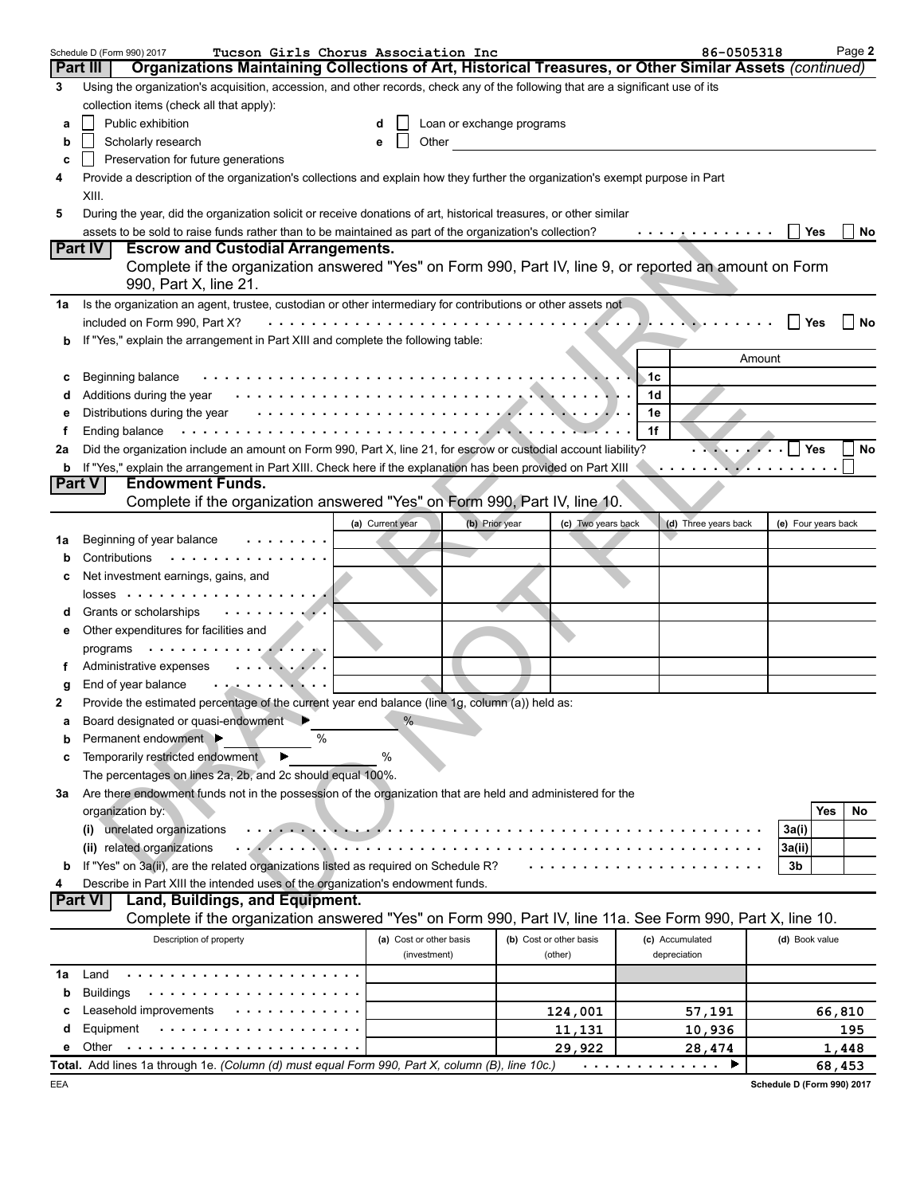Schedule D (Form 990) 2017 Tucson Girls Chorus Association Inc 86-0505318 Page **2**

## Part III Organizations Maintaining Collections of Art, Historical Treasures, or Other Similar Assets *(continued)*

**3** Using the organization's acquisition, accession, and other records, check any of the following that are a significant use of its collection items (check all that apply):

- **a** ☐ Public exhibition
- **b** ☐ Scholarly research
- **c** ☐ Preservation for future generations
- **d** ☐ Loan or exchange programs
- **e** ☐ Other

**4** Provide a description of the organization's collections and explain how they further the organization's exempt purpose in Part XIII.

**5** During the year, did the organization solicit or receive donations of art, historical treasures, or other similar assets to be sold to raise funds rather than to be maintained as part of the organization's collection? ☐ Yes ☐ No

## Part IV Escrow and Custodial Arrangements.

Complete if the organization answered "Yes" on Form 990, Part IV, line 9, or reported an amount on Form 990, Part X, line 21.

**1a** Is the organization an agent, trustee, custodian or other intermediary for contributions or other assets not included on Form 990, Part X? ☐ Yes ☐ No

**b** If "Yes," explain the arrangement in Part XIII and complete the following table:

| | | | Amount |
|---|---|---|---|
| **c** | Beginning balance | 1c | |
| **d** | Additions during the year | 1d | |
| **e** | Distributions during the year | 1e | |
| **f** | Ending balance | 1f | |

**2a** Did the organization include an amount on Form 990, Part X, line 21, for escrow or custodial account liability? ☐ Yes ☐ No

**b** If "Yes," explain the arrangement in Part XIII. Check here if the explanation has been provided on Part XIII ☐

## Part V Endowment Funds.

Complete if the organization answered "Yes" on Form 990, Part IV, line 10.

| | | (a) Current year | (b) Prior year | (c) Two years back | (d) Three years back | (e) Four years back |
|---|---|---|---|---|---|---|
| **1a** | Beginning of year balance | | | | | |
| **b** | Contributions | | | | | |
| **c** | Net investment earnings, gains, and losses | | | | | |
| **d** | Grants or scholarships | | | | | |
| **e** | Other expenditures for facilities and programs | | | | | |
| **f** | Administrative expenses | | | | | |
| **g** | End of year balance | | | | | |

**2** Provide the estimated percentage of the current year end balance (line 1g, column (a)) held as:

- **a** Board designated or quasi-endowment ▶ %
- **b** Permanent endowment ▶ %
- **c** Temporarily restricted endowment ▶ %

The percentages on lines 2a, 2b, and 2c should equal 100%.

**3a** Are there endowment funds not in the possession of the organization that are held and administered for the organization by:

| | | | Yes | No |
|---|---|---|---|---|
| | (i) unrelated organizations | 3a(i) | | |
| | (ii) related organizations | 3a(ii) | | |
| **b** | If "Yes" on 3a(ii), are the related organizations listed as required on Schedule R? | 3b | | |

**4** Describe in Part XIII the intended uses of the organization's endowment funds.

## Part VI Land, Buildings, and Equipment.

Complete if the organization answered "Yes" on Form 990, Part IV, line 11a. See Form 990, Part X, line 10.

| | Description of property | (a) Cost or other basis (investment) | (b) Cost or other basis (other) | (c) Accumulated depreciation | (d) Book value |
|---|---|---|---|---|---|
| **1a** | Land | | | | |
| **b** | Buildings | | | | |
| **c** | Leasehold improvements | | 124,001 | 57,191 | 66,810 |
| **d** | Equipment | | 11,131 | 10,936 | 195 |
| **e** | Other | | 29,922 | 28,474 | 1,448 |
| **Total.** | Add lines 1a through 1e. *(Column (d) must equal Form 990, Part X, column (B), line 10c.)* | | | ▶ | 68,453 |

EEA Schedule D (Form 990) 2017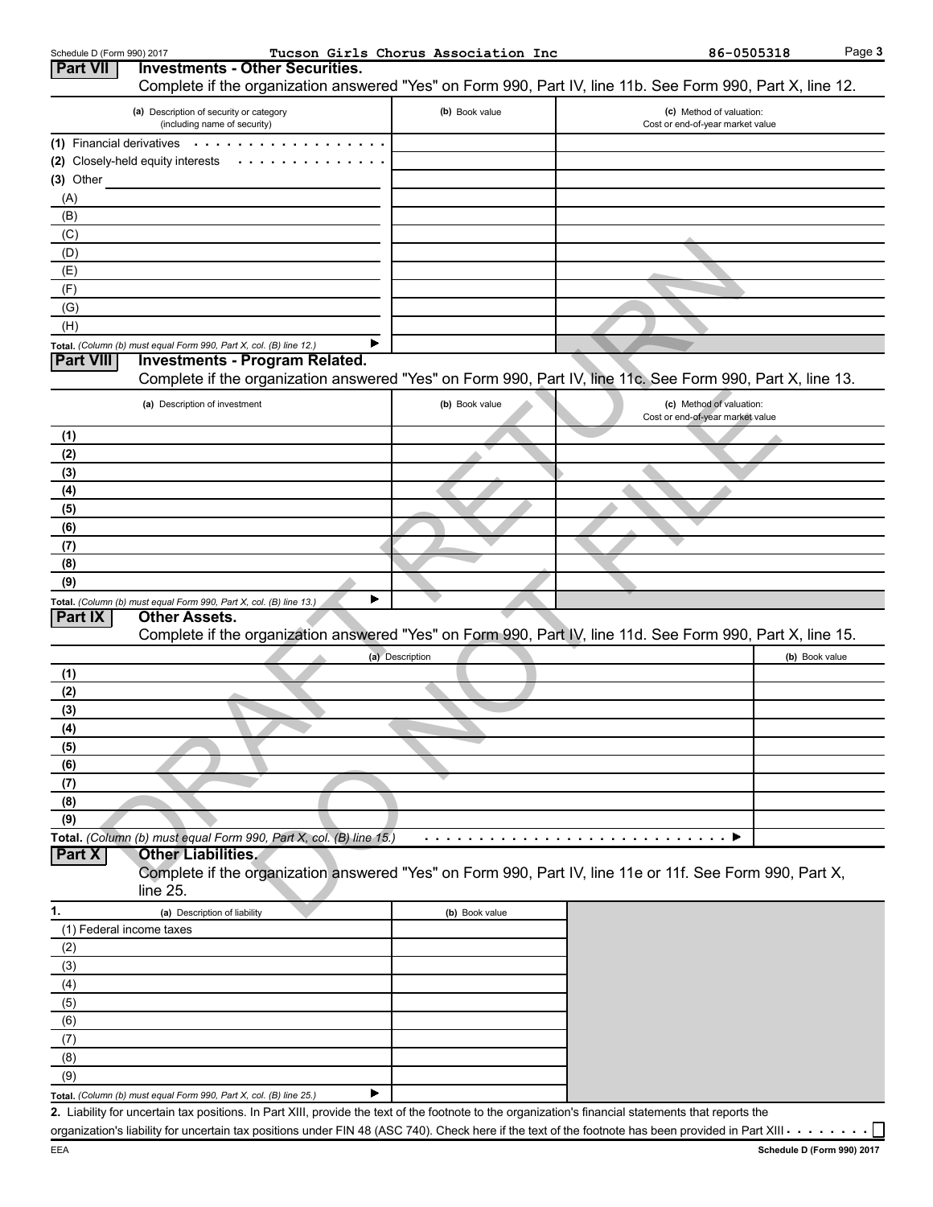Schedule D (Form 990) 2017 Tucson Girls Chorus Association Inc 86-0505318 Page 3

## Part VII Investments - Other Securities.

Complete if the organization answered "Yes" on Form 990, Part IV, line 11b. See Form 990, Part X, line 12.

| (a) Description of security or category (including name of security) | (b) Book value | (c) Method of valuation: Cost or end-of-year market value |
|---|---|---|
| (1) Financial derivatives | | |
| (2) Closely-held equity interests | | |
| (3) Other | | |
| (A) | | |
| (B) | | |
| (C) | | |
| (D) | | |
| (E) | | |
| (F) | | |
| (G) | | |
| (H) | | |
| **Total.** *(Column (b) must equal Form 990, Part X, col. (B) line 12.)* ▶ | | |

## Part VIII Investments - Program Related.

Complete if the organization answered "Yes" on Form 990, Part IV, line 11c. See Form 990, Part X, line 13.

| (a) Description of investment | (b) Book value | (c) Method of valuation: Cost or end-of-year market value |
|---|---|---|
| (1) | | |
| (2) | | |
| (3) | | |
| (4) | | |
| (5) | | |
| (6) | | |
| (7) | | |
| (8) | | |
| (9) | | |
| **Total.** *(Column (b) must equal Form 990, Part X, col. (B) line 13.)* ▶ | | |

## Part IX Other Assets.

Complete if the organization answered "Yes" on Form 990, Part IV, line 11d. See Form 990, Part X, line 15.

| (a) Description | (b) Book value |
|---|---|
| (1) | |
| (2) | |
| (3) | |
| (4) | |
| (5) | |
| (6) | |
| (7) | |
| (8) | |
| (9) | |
| **Total.** *(Column (b) must equal Form 990, Part X, col. (B) line 15.)* ▶ | |

## Part X Other Liabilities.

Complete if the organization answered "Yes" on Form 990, Part IV, line 11e or 11f. See Form 990, Part X, line 25.

| 1. (a) Description of liability | (b) Book value |
|---|---|
| (1) Federal income taxes | |
| (2) | |
| (3) | |
| (4) | |
| (5) | |
| (6) | |
| (7) | |
| (8) | |
| (9) | |
| **Total.** *(Column (b) must equal Form 990, Part X, col. (B) line 25.)* ▶ | |

**2.** Liability for uncertain tax positions. In Part XIII, provide the text of the footnote to the organization's financial statements that reports the organization's liability for uncertain tax positions under FIN 48 (ASC 740). Check here if the text of the footnote has been provided in Part XIII ☐

EEA **Schedule D (Form 990) 2017**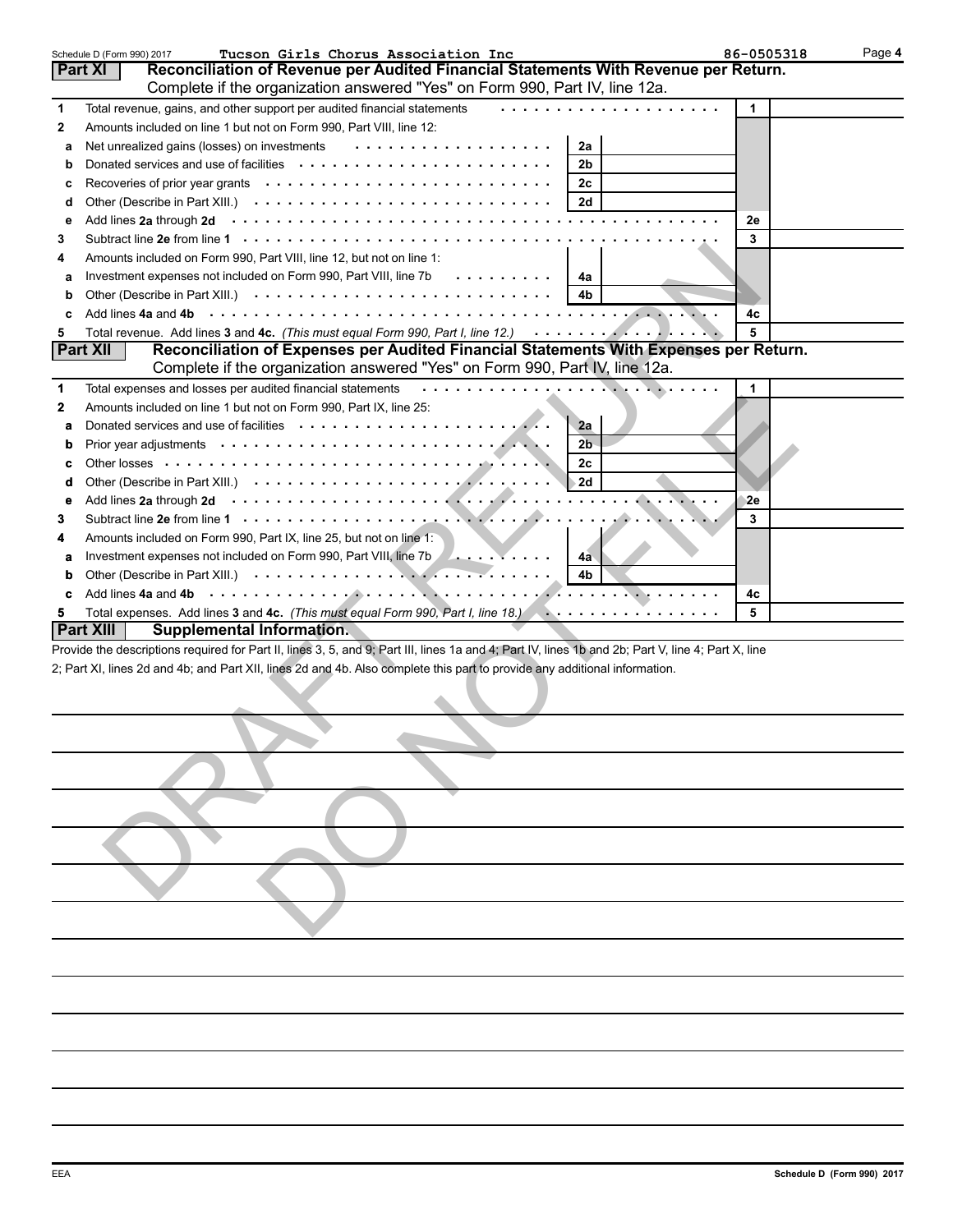Schedule D (Form 990) 2017 Tucson Girls Chorus Association Inc 86-0505318 Page **4**

## Part XI Reconciliation of Revenue per Audited Financial Statements With Revenue per Return.

Complete if the organization answered "Yes" on Form 990, Part IV, line 12a.

| | | | | | |
|---|---|---|---|---|---|
| **1** | Total revenue, gains, and other support per audited financial statements | | | 1 | |
| **2** | Amounts included on line 1 but not on Form 990, Part VIII, line 12: | | | | |
| **a** | Net unrealized gains (losses) on investments | 2a | | | |
| **b** | Donated services and use of facilities | 2b | | | |
| **c** | Recoveries of prior year grants | 2c | | | |
| **d** | Other (Describe in Part XIII.) | 2d | | | |
| **e** | Add lines **2a** through **2d** | | | 2e | |
| **3** | Subtract line **2e** from line **1** | | | 3 | |
| **4** | Amounts included on Form 990, Part VIII, line 12, but not on line 1: | | | | |
| **a** | Investment expenses not included on Form 990, Part VIII, line 7b | 4a | | | |
| **b** | Other (Describe in Part XIII.) | 4b | | | |
| **c** | Add lines **4a** and **4b** | | | 4c | |
| **5** | Total revenue. Add lines **3** and **4c.** *(This must equal Form 990, Part I, line 12.)* | | | 5 | |

## Part XII Reconciliation of Expenses per Audited Financial Statements With Expenses per Return.

Complete if the organization answered "Yes" on Form 990, Part IV, line 12a.

| | | | | | |
|---|---|---|---|---|---|
| **1** | Total expenses and losses per audited financial statements | | | 1 | |
| **2** | Amounts included on line 1 but not on Form 990, Part IX, line 25: | | | | |
| **a** | Donated services and use of facilities | 2a | | | |
| **b** | Prior year adjustments | 2b | | | |
| **c** | Other losses | 2c | | | |
| **d** | Other (Describe in Part XIII.) | 2d | | | |
| **e** | Add lines **2a** through **2d** | | | 2e | |
| **3** | Subtract line **2e** from line **1** | | | 3 | |
| **4** | Amounts included on Form 990, Part IX, line 25, but not on line 1: | | | | |
| **a** | Investment expenses not included on Form 990, Part VIII, line 7b | 4a | | | |
| **b** | Other (Describe in Part XIII.) | 4b | | | |
| **c** | Add lines **4a** and **4b** | | | 4c | |
| **5** | Total expenses. Add lines **3** and **4c.** *(This must equal Form 990, Part I, line 18.)* | | | 5 | |

## Part XIII Supplemental Information.

Provide the descriptions required for Part II, lines 3, 5, and 9; Part III, lines 1a and 4; Part IV, lines 1b and 2b; Part V, line 4; Part X, line 2; Part XI, lines 2d and 4b; and Part XII, lines 2d and 4b. Also complete this part to provide any additional information.

DRAFT RETURN DO NOT FILE

EEA

Schedule D (Form 990) 2017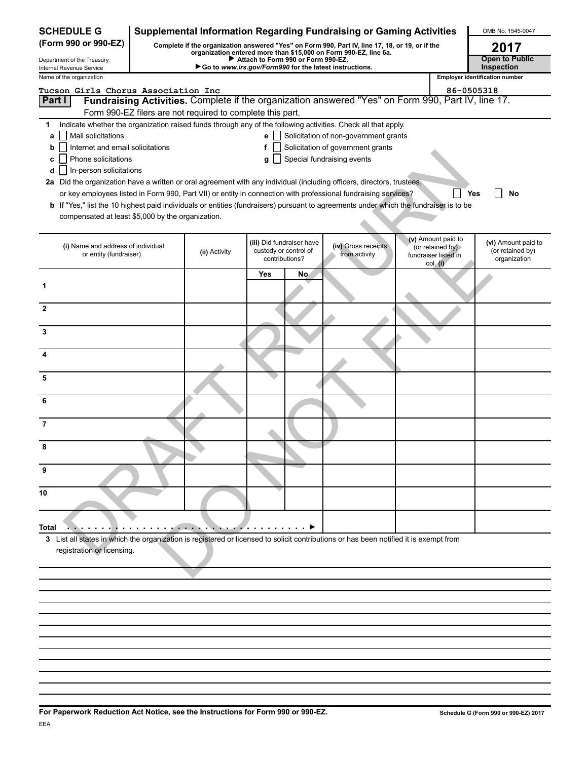**SCHEDULE G (Form 990 or 990-EZ)**

Department of the Treasury
Internal Revenue Service

# Supplemental Information Regarding Fundraising or Gaming Activities

**Complete if the organization answered "Yes" on Form 990, Part IV, line 17, 18, or 19, or if the organization entered more than $15,000 on Form 990-EZ, line 6a.**
▶ **Attach to Form 990 or Form 990-EZ.**
▶ **Go to *www.irs.gov/Form990* for the latest instructions.**

OMB No. 1545-0047
**2017**
**Open to Public Inspection**

Name of the organization: Tucson Girls Chorus Association Inc
Employer identification number: 86-0505318

## Part I — Fundraising Activities. Complete if the organization answered "Yes" on Form 990, Part IV, line 17. Form 990-EZ filers are not required to complete this part.

**1** Indicate whether the organization raised funds through any of the following activities. Check all that apply.

- **a** ☐ Mail solicitations
- **b** ☐ Internet and email solicitations
- **c** ☐ Phone solicitations
- **d** ☐ In-person solicitations
- **e** ☐ Solicitation of non-government grants
- **f** ☐ Solicitation of government grants
- **g** ☐ Special fundraising events

**2a** Did the organization have a written or oral agreement with any individual (including officers, directors, trustees, or key employees listed in Form 990, Part VII) or entity in connection with professional fundraising services? ☐ Yes ☐ No

**b** If "Yes," list the 10 highest paid individuals or entities (fundraisers) pursuant to agreements under which the fundraiser is to be compensated at least $5,000 by the organization.

| | (i) Name and address of individual or entity (fundraiser) | (ii) Activity | (iii) Did fundraiser have custody or control of contributions? | | (iv) Gross receipts from activity | (v) Amount paid to (or retained by) fundraiser listed in col. (i) | (vi) Amount paid to (or retained by) organization |
|---|---|---|---|---|---|---|---|
| | | | Yes | No | | | |
| 1 | | | | | | | |
| 2 | | | | | | | |
| 3 | | | | | | | |
| 4 | | | | | | | |
| 5 | | | | | | | |
| 6 | | | | | | | |
| 7 | | | | | | | |
| 8 | | | | | | | |
| 9 | | | | | | | |
| 10 | | | | | | | |
| **Total** ▶ | | | | | | | |

**3** List all states in which the organization is registered or licensed to solicit contributions or has been notified it is exempt from registration or licensing.

DRAFT RETURN DO NOT FILE

**For Paperwork Reduction Act Notice, see the Instructions for Form 990 or 990-EZ.**

Schedule G (Form 990 or 990-EZ) 2017

EEA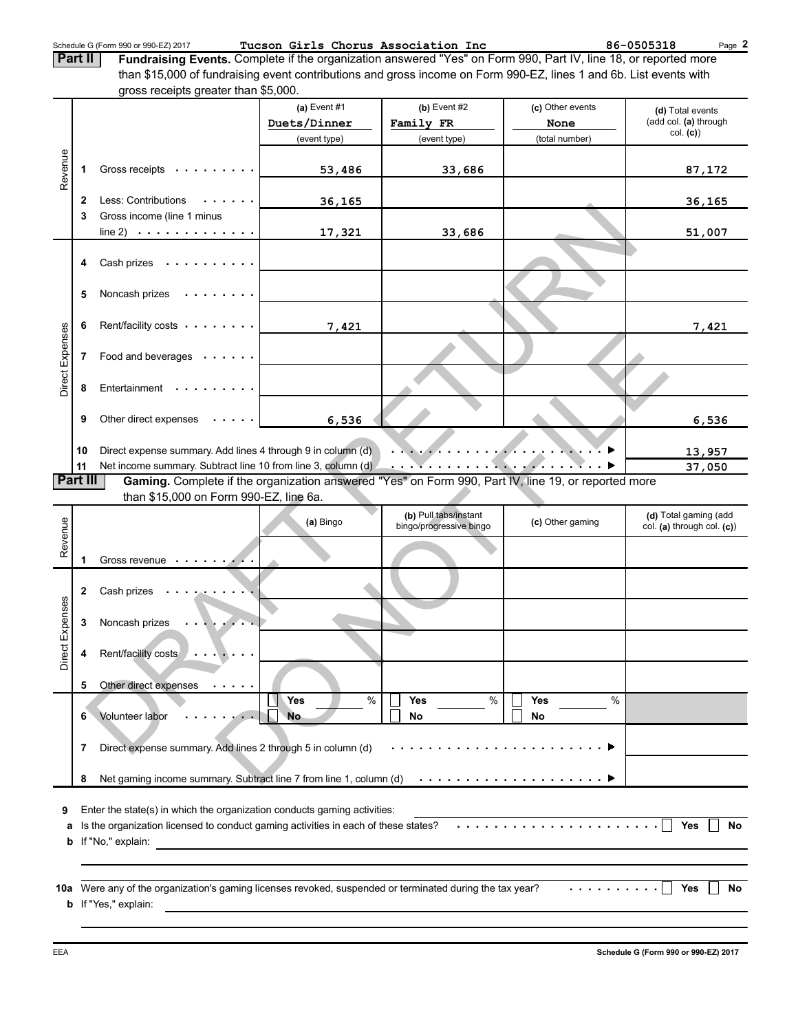Schedule G (Form 990 or 990-EZ) 2017 **Tucson Girls Chorus Association Inc** **86-0505318** Page **2**

**Part II** **Fundraising Events.** Complete if the organization answered "Yes" on Form 990, Part IV, line 18, or reported more than $15,000 of fundraising event contributions and gross income on Form 990-EZ, lines 1 and 6b. List events with gross receipts greater than $5,000.

| | | | (a) Event #1 Duets/Dinner (event type) | (b) Event #2 Family FR (event type) | (c) Other events None (total number) | (d) Total events (add col. (a) through col. (c)) |
|---|---|---|---|---|---|---|
| Revenue | 1 | Gross receipts | 53,486 | 33,686 | | 87,172 |
| | 2 | Less: Contributions | 36,165 | | | 36,165 |
| | 3 | Gross income (line 1 minus line 2) | 17,321 | 33,686 | | 51,007 |
| Direct Expenses | 4 | Cash prizes | | | | |
| | 5 | Noncash prizes | | | | |
| | 6 | Rent/facility costs | 7,421 | | | 7,421 |
| | 7 | Food and beverages | | | | |
| | 8 | Entertainment | | | | |
| | 9 | Other direct expenses | 6,536 | | | 6,536 |
| | 10 | Direct expense summary. Add lines 4 through 9 in column (d) | | | | 13,957 |
| | 11 | Net income summary. Subtract line 10 from line 3, column (d) | | | | 37,050 |

**Part III** **Gaming.** Complete if the organization answered "Yes" on Form 990, Part IV, line 19, or reported more than $15,000 on Form 990-EZ, line 6a.

| | | | (a) Bingo | (b) Pull tabs/instant bingo/progressive bingo | (c) Other gaming | (d) Total gaming (add col. (a) through col. (c)) |
|---|---|---|---|---|---|---|
| Revenue | 1 | Gross revenue | | | | |
| Direct Expenses | 2 | Cash prizes | | | | |
| | 3 | Noncash prizes | | | | |
| | 4 | Rent/facility costs | | | | |
| | 5 | Other direct expenses | | | | |
| | 6 | Volunteer labor | ☐ Yes ___ % ☐ No | ☐ Yes ___ % ☐ No | ☐ Yes ___ % ☐ No | |
| | 7 | Direct expense summary. Add lines 2 through 5 in column (d) | | | | |
| | 8 | Net gaming income summary. Subtract line 7 from line 1, column (d) | | | | |

**9** Enter the state(s) in which the organization conducts gaming activities: ______

**a** Is the organization licensed to conduct gaming activities in each of these states? ☐ Yes ☐ No

**b** If "No," explain: ______

**10a** Were any of the organization's gaming licenses revoked, suspended or terminated during the tax year? ☐ Yes ☐ No

**b** If "Yes," explain: ______

EEA **Schedule G (Form 990 or 990-EZ) 2017**

DRAFT RETURN DO NOT FILE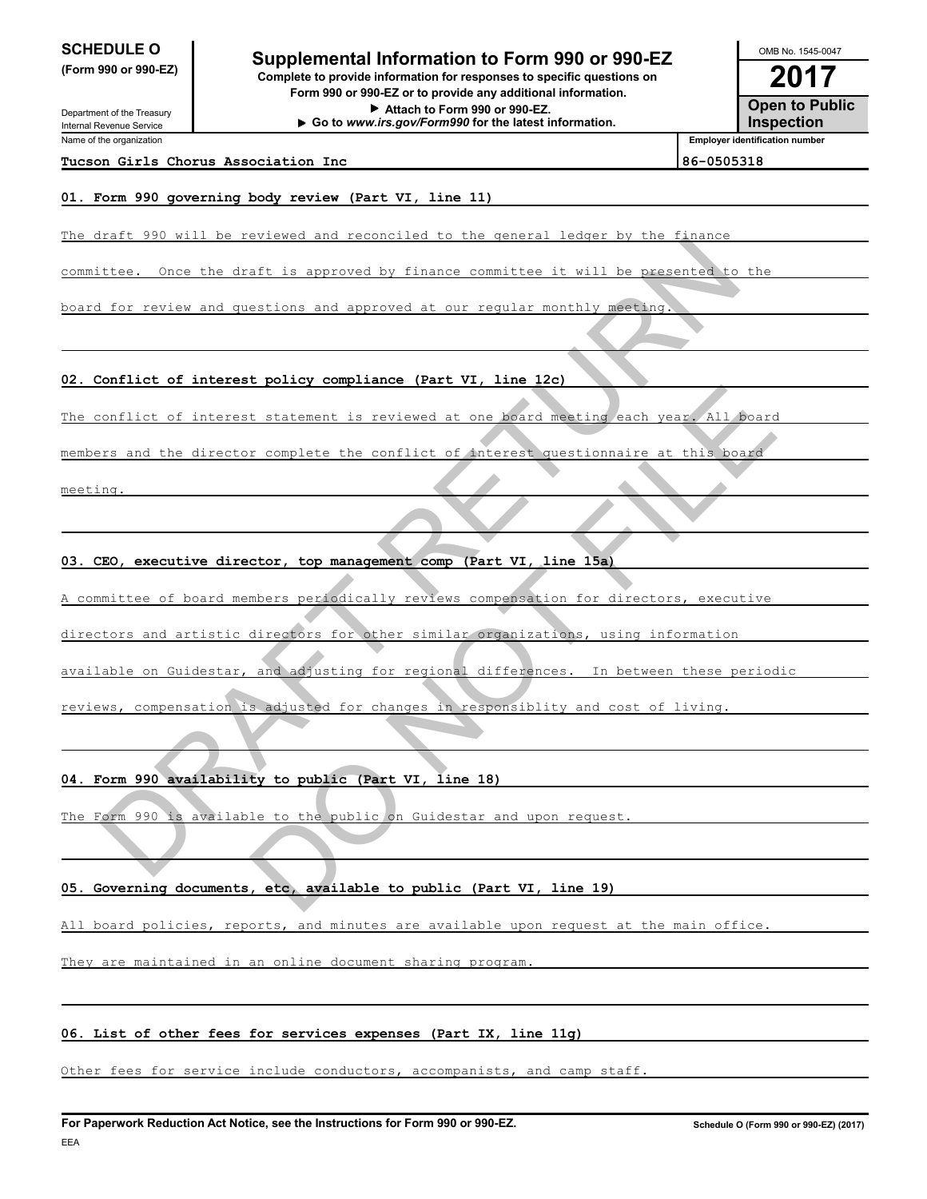**SCHEDULE O**
**(Form 990 or 990-EZ)**

Department of the Treasury
Internal Revenue Service

# Supplemental Information to Form 990 or 990-EZ

**Complete to provide information for responses to specific questions on Form 990 or 990-EZ or to provide any additional information.**
▶ **Attach to Form 990 or 990-EZ.**
▶ **Go to *www.irs.gov/Form990* for the latest information.**

OMB No. 1545-0047

**2017**

**Open to Public Inspection**

| Name of the organization | Employer identification number |
| --- | --- |
| Tucson Girls Chorus Association Inc | 86-0505318 |

**01. Form 990 governing body review (Part VI, line 11)**

The draft 990 will be reviewed and reconciled to the general ledger by the finance committee. Once the draft is approved by finance committee it will be presented to the board for review and questions and approved at our regular monthly meeting.

**02. Conflict of interest policy compliance (Part VI, line 12c)**

The conflict of interest statement is reviewed at one board meeting each year. All board members and the director complete the conflict of interest questionnaire at this board meeting.

**03. CEO, executive director, top management comp (Part VI, line 15a)**

A committee of board members periodically reviews compensation for directors, executive directors and artistic directors for other similar organizations, using information available on Guidestar, and adjusting for regional differences. In between these periodic reviews, compensation is adjusted for changes in responsiblity and cost of living.

**04. Form 990 availability to public (Part VI, line 18)**

The Form 990 is available to the public on Guidestar and upon request.

**05. Governing documents, etc, available to public (Part VI, line 19)**

All board policies, reports, and minutes are available upon request at the main office. They are maintained in an online document sharing program.

**06. List of other fees for services expenses (Part IX, line 11g)**

Other fees for service include conductors, accompanists, and camp staff.

**For Paperwork Reduction Act Notice, see the Instructions for Form 990 or 990-EZ.** Schedule O (Form 990 or 990-EZ) (2017)

EEA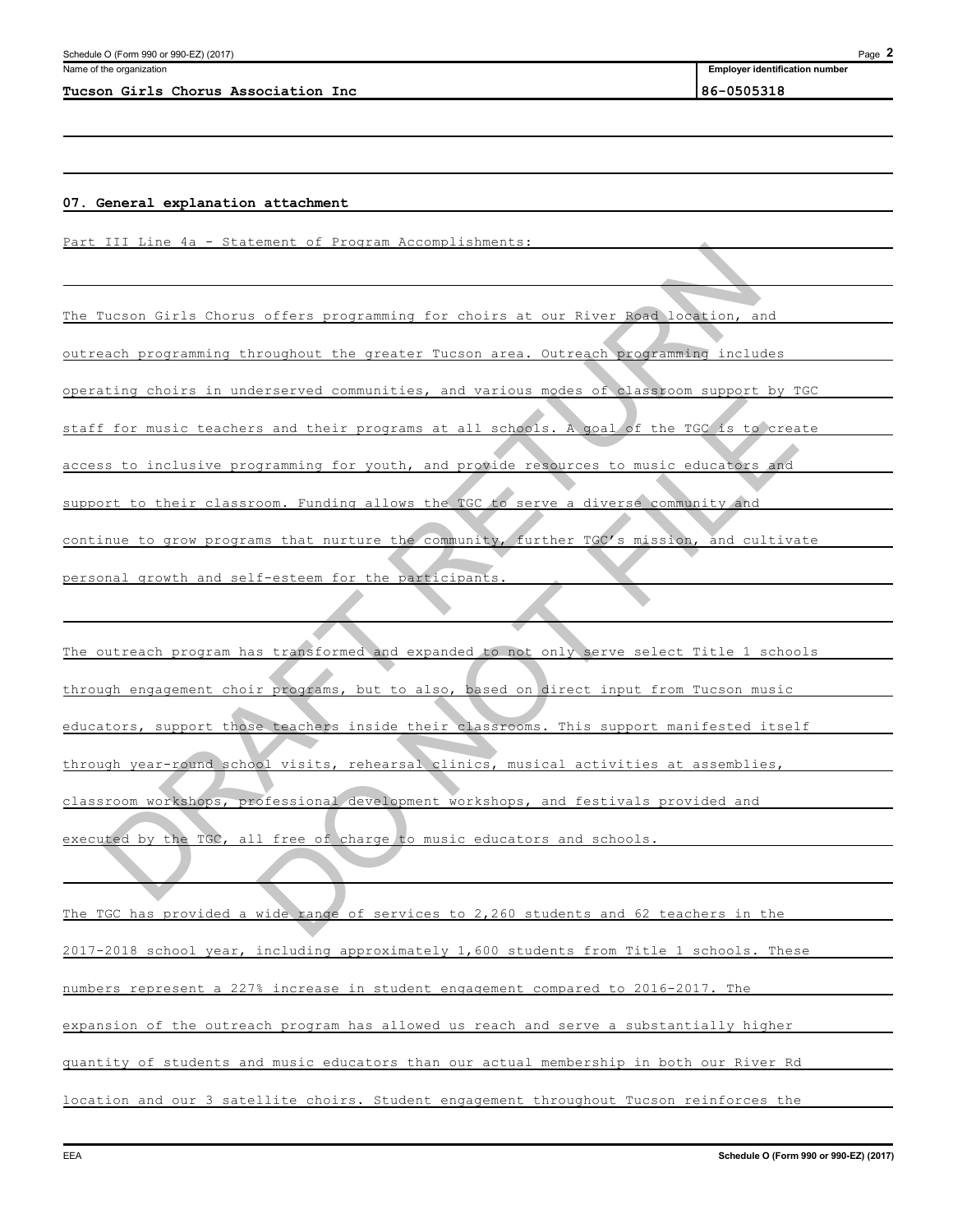Name of the organization: **Tucson Girls Chorus Association Inc**

Employer identification number: **86-0505318**

**07. General explanation attachment**

Part III Line 4a - Statement of Program Accomplishments:

The Tucson Girls Chorus offers programming for choirs at our River Road location, and outreach programming throughout the greater Tucson area. Outreach programming includes operating choirs in underserved communities, and various modes of classroom support by TGC staff for music teachers and their programs at all schools. A goal of the TGC is to create access to inclusive programming for youth, and provide resources to music educators and support to their classroom. Funding allows the TGC to serve a diverse community and continue to grow programs that nurture the community, further TGC's mission, and cultivate personal growth and self-esteem for the participants.

The outreach program has transformed and expanded to not only serve select Title 1 schools through engagement choir programs, but to also, based on direct input from Tucson music educators, support those teachers inside their classrooms. This support manifested itself through year-round school visits, rehearsal clinics, musical activities at assemblies, classroom workshops, professional development workshops, and festivals provided and executed by the TGC, all free of charge to music educators and schools.

The TGC has provided a wide range of services to 2,260 students and 62 teachers in the 2017-2018 school year, including approximately 1,600 students from Title 1 schools. These numbers represent a 227% increase in student engagement compared to 2016-2017. The expansion of the outreach program has allowed us reach and serve a substantially higher quantity of students and music educators than our actual membership in both our River Rd location and our 3 satellite choirs. Student engagement throughout Tucson reinforces the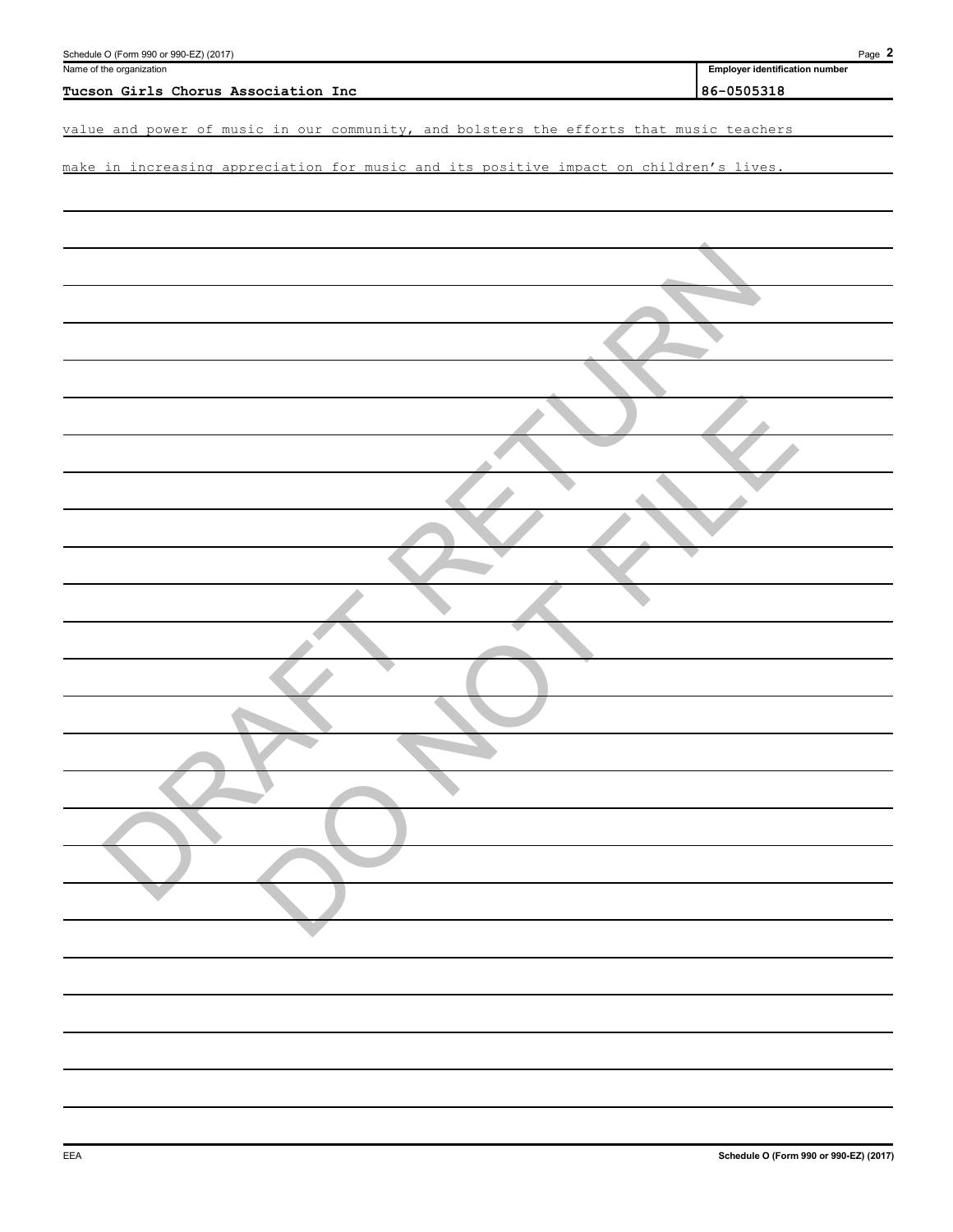Name of the organization: **Tucson Girls Chorus Association Inc**

Employer identification number: **86-0505318**

value and power of music in our community, and bolsters the efforts that music teachers make in increasing appreciation for music and its positive impact on children's lives.

DRAFT RETURN DO NOT FILE

EEA